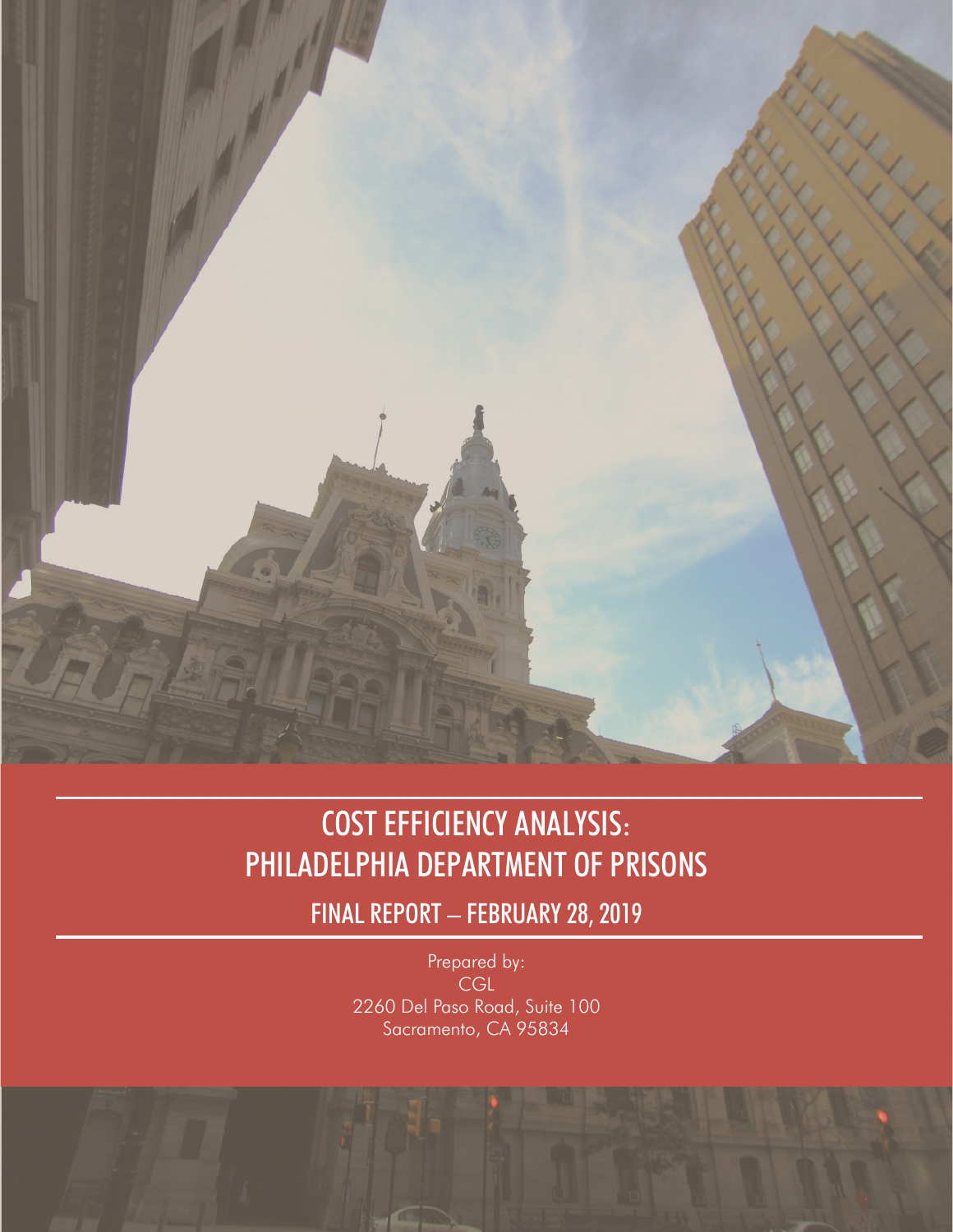# COST EFFICIENCY ANALYSIS: PHILADELPHIA DEPARTMENT OF PRISONS

## FINAL REPORT – FEBRUARY 28, 2019

Prepared by:
CGL
2260 Del Paso Road, Suite 100
Sacramento, CA 95834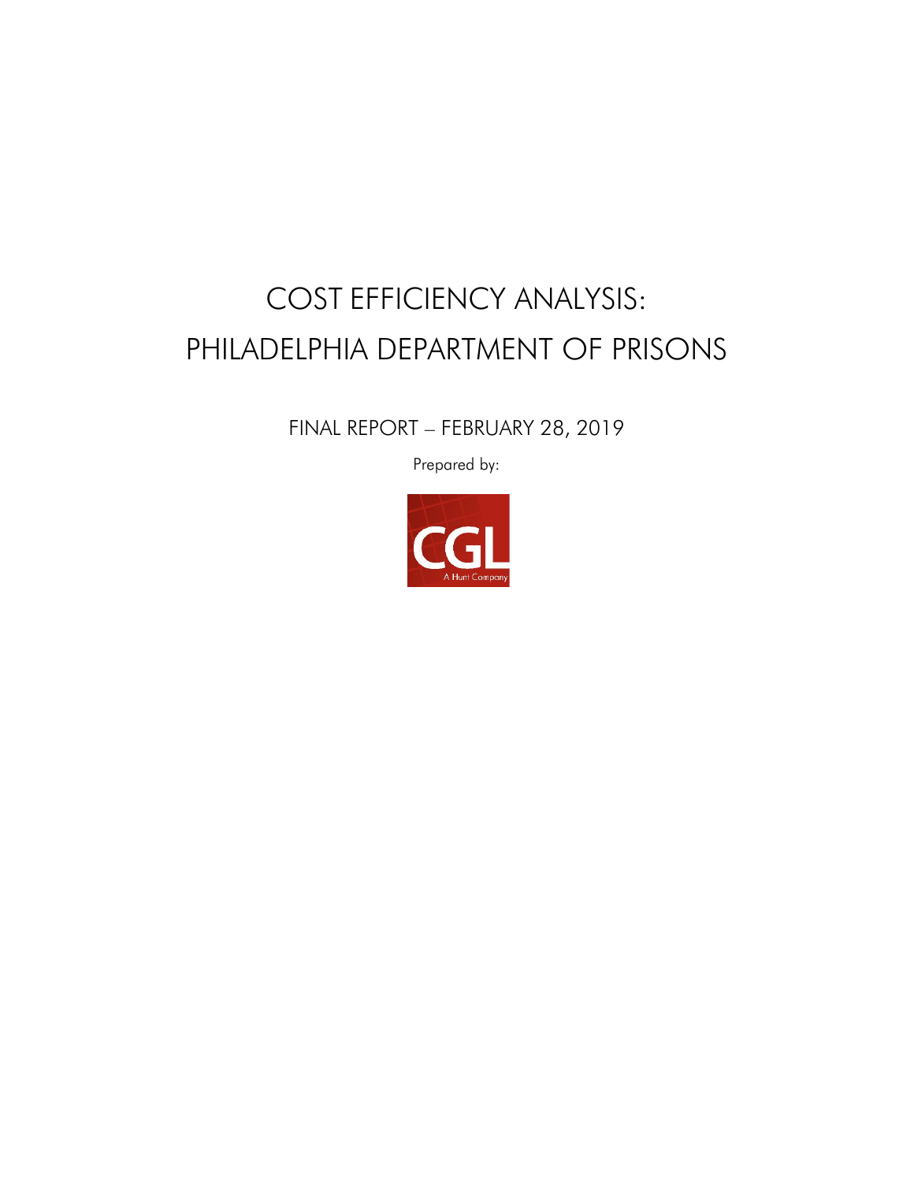# COST EFFICIENCY ANALYSIS: PHILADELPHIA DEPARTMENT OF PRISONS

FINAL REPORT – FEBRUARY 28, 2019

Prepared by:

CGL

A Hunt Company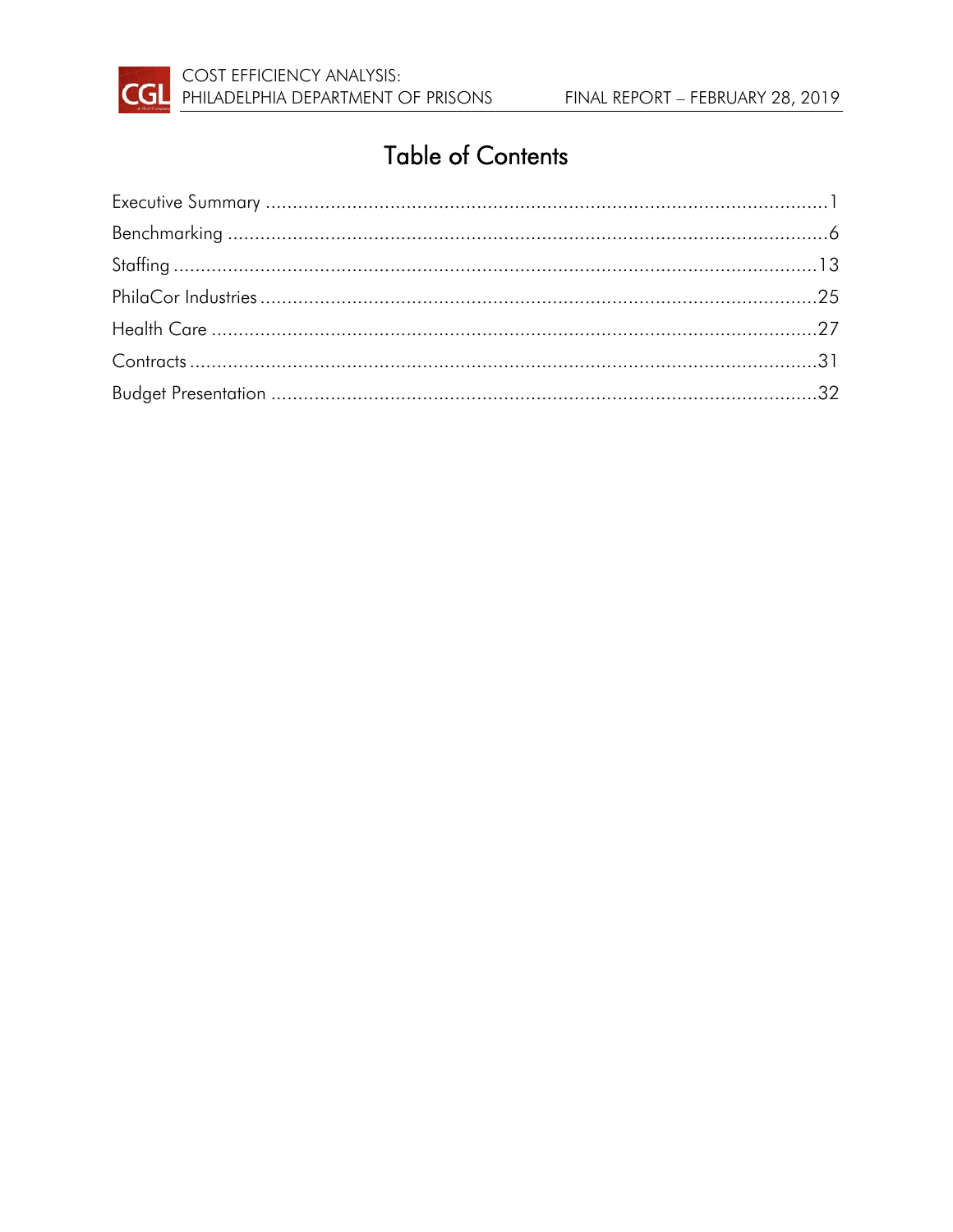# Table of Contents

Executive Summary ..............................................................................................1

Benchmarking ......................................................................................................6

Staffing ...............................................................................................................13

PhilaCor Industries .............................................................................................25

Health Care ........................................................................................................27

Contracts ............................................................................................................31

Budget Presentation ...........................................................................................32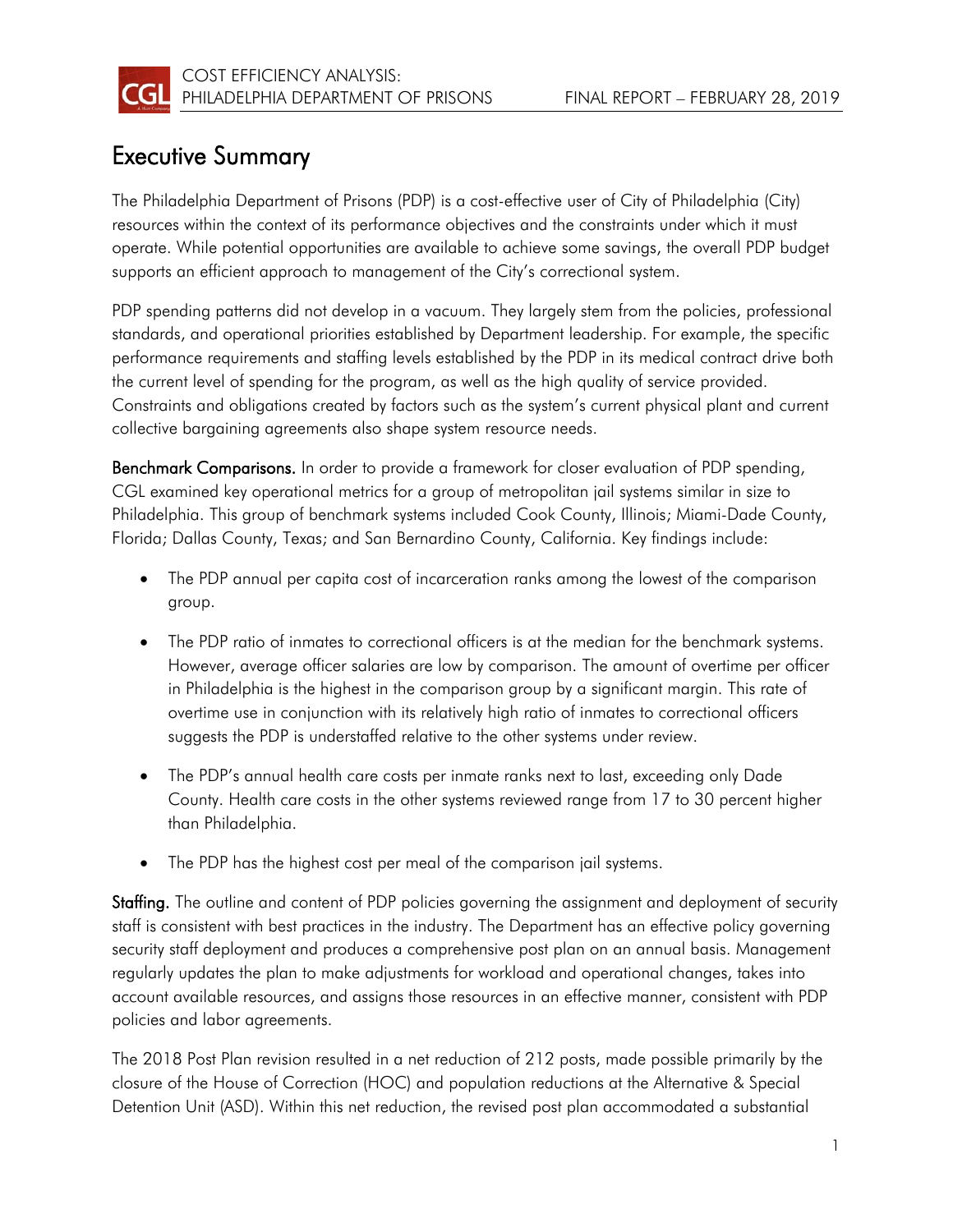# Executive Summary

The Philadelphia Department of Prisons (PDP) is a cost-effective user of City of Philadelphia (City) resources within the context of its performance objectives and the constraints under which it must operate. While potential opportunities are available to achieve some savings, the overall PDP budget supports an efficient approach to management of the City's correctional system.

PDP spending patterns did not develop in a vacuum. They largely stem from the policies, professional standards, and operational priorities established by Department leadership. For example, the specific performance requirements and staffing levels established by the PDP in its medical contract drive both the current level of spending for the program, as well as the high quality of service provided. Constraints and obligations created by factors such as the system's current physical plant and current collective bargaining agreements also shape system resource needs.

**Benchmark Comparisons.** In order to provide a framework for closer evaluation of PDP spending, CGL examined key operational metrics for a group of metropolitan jail systems similar in size to Philadelphia. This group of benchmark systems included Cook County, Illinois; Miami-Dade County, Florida; Dallas County, Texas; and San Bernardino County, California. Key findings include:

- The PDP annual per capita cost of incarceration ranks among the lowest of the comparison group.
- The PDP ratio of inmates to correctional officers is at the median for the benchmark systems. However, average officer salaries are low by comparison. The amount of overtime per officer in Philadelphia is the highest in the comparison group by a significant margin. This rate of overtime use in conjunction with its relatively high ratio of inmates to correctional officers suggests the PDP is understaffed relative to the other systems under review.
- The PDP's annual health care costs per inmate ranks next to last, exceeding only Dade County. Health care costs in the other systems reviewed range from 17 to 30 percent higher than Philadelphia.
- The PDP has the highest cost per meal of the comparison jail systems.

**Staffing.** The outline and content of PDP policies governing the assignment and deployment of security staff is consistent with best practices in the industry. The Department has an effective policy governing security staff deployment and produces a comprehensive post plan on an annual basis. Management regularly updates the plan to make adjustments for workload and operational changes, takes into account available resources, and assigns those resources in an effective manner, consistent with PDP policies and labor agreements.

The 2018 Post Plan revision resulted in a net reduction of 212 posts, made possible primarily by the closure of the House of Correction (HOC) and population reductions at the Alternative & Special Detention Unit (ASD). Within this net reduction, the revised post plan accommodated a substantial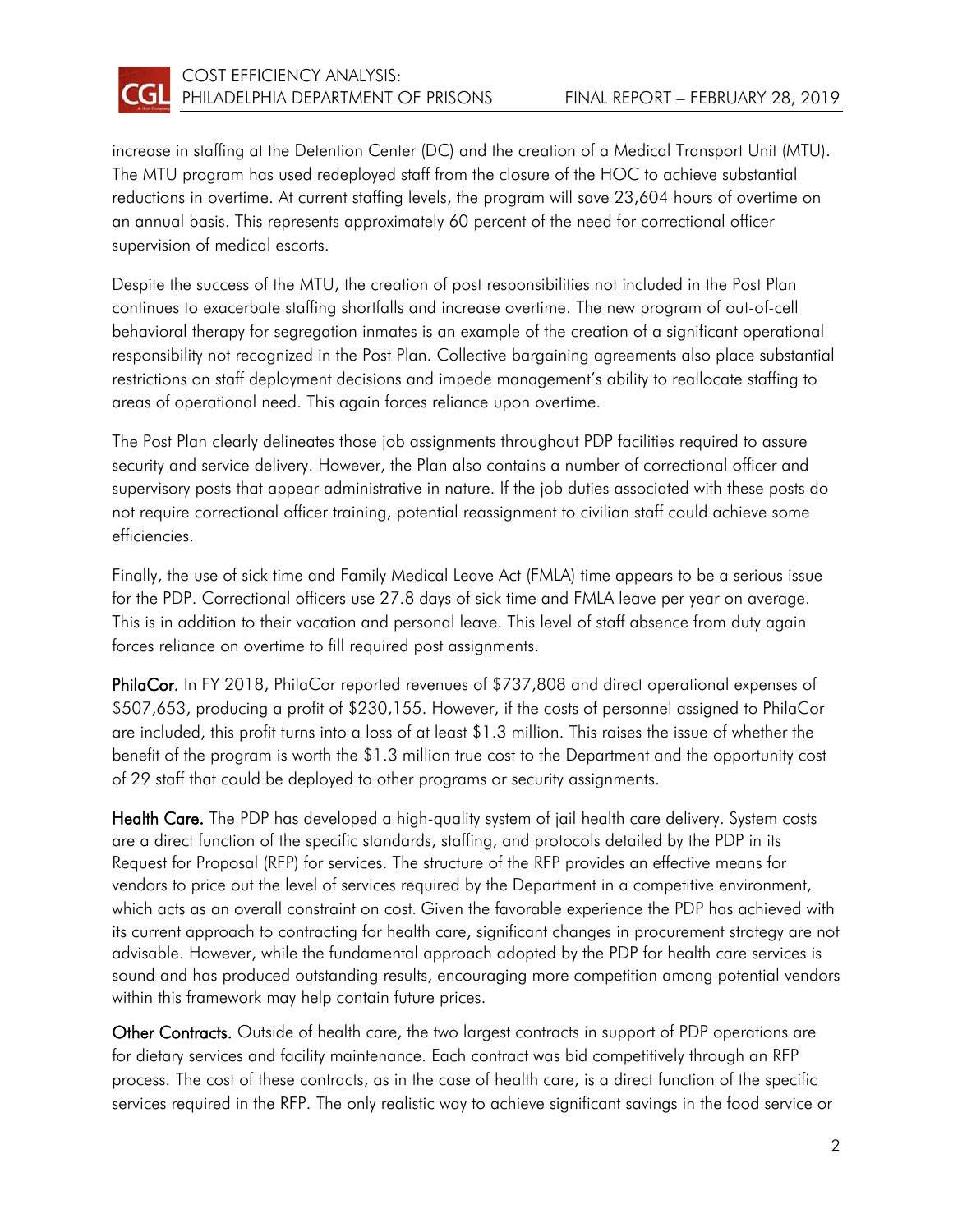increase in staffing at the Detention Center (DC) and the creation of a Medical Transport Unit (MTU). The MTU program has used redeployed staff from the closure of the HOC to achieve substantial reductions in overtime. At current staffing levels, the program will save 23,604 hours of overtime on an annual basis. This represents approximately 60 percent of the need for correctional officer supervision of medical escorts.

Despite the success of the MTU, the creation of post responsibilities not included in the Post Plan continues to exacerbate staffing shortfalls and increase overtime. The new program of out-of-cell behavioral therapy for segregation inmates is an example of the creation of a significant operational responsibility not recognized in the Post Plan. Collective bargaining agreements also place substantial restrictions on staff deployment decisions and impede management's ability to reallocate staffing to areas of operational need. This again forces reliance upon overtime.

The Post Plan clearly delineates those job assignments throughout PDP facilities required to assure security and service delivery. However, the Plan also contains a number of correctional officer and supervisory posts that appear administrative in nature. If the job duties associated with these posts do not require correctional officer training, potential reassignment to civilian staff could achieve some efficiencies.

Finally, the use of sick time and Family Medical Leave Act (FMLA) time appears to be a serious issue for the PDP. Correctional officers use 27.8 days of sick time and FMLA leave per year on average. This is in addition to their vacation and personal leave. This level of staff absence from duty again forces reliance on overtime to fill required post assignments.

**PhilaCor.** In FY 2018, PhilaCor reported revenues of $737,808 and direct operational expenses of $507,653, producing a profit of $230,155. However, if the costs of personnel assigned to PhilaCor are included, this profit turns into a loss of at least $1.3 million. This raises the issue of whether the benefit of the program is worth the $1.3 million true cost to the Department and the opportunity cost of 29 staff that could be deployed to other programs or security assignments.

**Health Care.** The PDP has developed a high-quality system of jail health care delivery. System costs are a direct function of the specific standards, staffing, and protocols detailed by the PDP in its Request for Proposal (RFP) for services. The structure of the RFP provides an effective means for vendors to price out the level of services required by the Department in a competitive environment, which acts as an overall constraint on cost. Given the favorable experience the PDP has achieved with its current approach to contracting for health care, significant changes in procurement strategy are not advisable. However, while the fundamental approach adopted by the PDP for health care services is sound and has produced outstanding results, encouraging more competition among potential vendors within this framework may help contain future prices.

**Other Contracts.** Outside of health care, the two largest contracts in support of PDP operations are for dietary services and facility maintenance. Each contract was bid competitively through an RFP process. The cost of these contracts, as in the case of health care, is a direct function of the specific services required in the RFP. The only realistic way to achieve significant savings in the food service or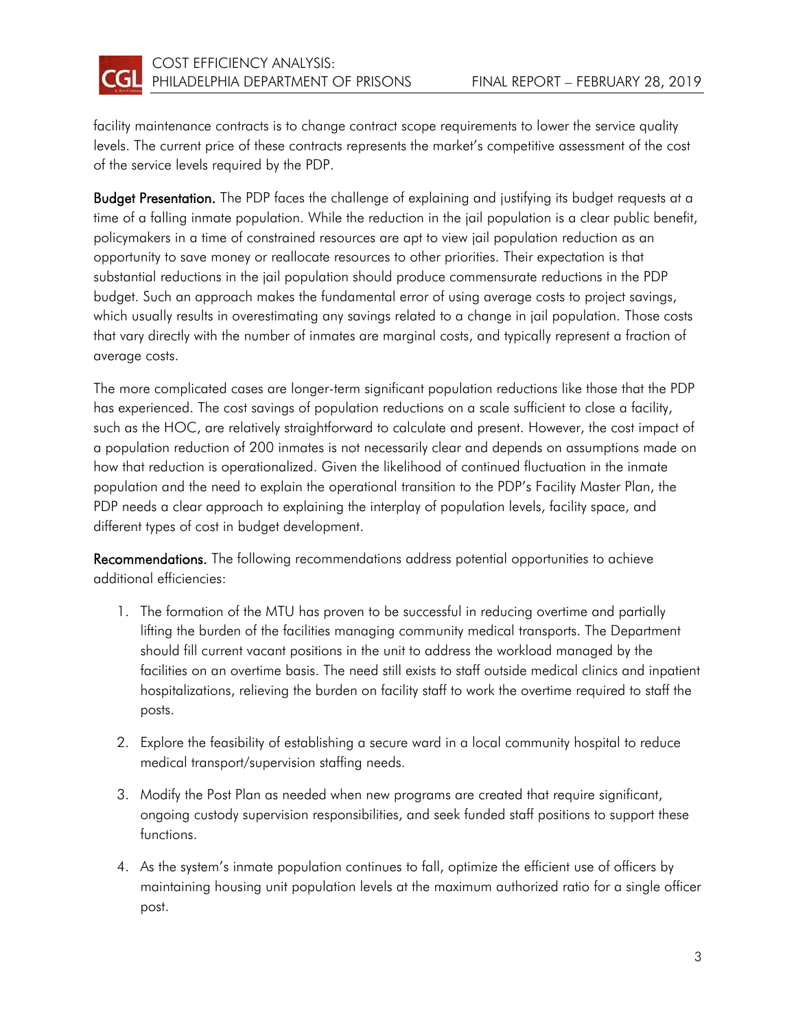facility maintenance contracts is to change contract scope requirements to lower the service quality levels. The current price of these contracts represents the market's competitive assessment of the cost of the service levels required by the PDP.

**Budget Presentation.** The PDP faces the challenge of explaining and justifying its budget requests at a time of a falling inmate population. While the reduction in the jail population is a clear public benefit, policymakers in a time of constrained resources are apt to view jail population reduction as an opportunity to save money or reallocate resources to other priorities. Their expectation is that substantial reductions in the jail population should produce commensurate reductions in the PDP budget. Such an approach makes the fundamental error of using average costs to project savings, which usually results in overestimating any savings related to a change in jail population. Those costs that vary directly with the number of inmates are marginal costs, and typically represent a fraction of average costs.

The more complicated cases are longer-term significant population reductions like those that the PDP has experienced. The cost savings of population reductions on a scale sufficient to close a facility, such as the HOC, are relatively straightforward to calculate and present. However, the cost impact of a population reduction of 200 inmates is not necessarily clear and depends on assumptions made on how that reduction is operationalized. Given the likelihood of continued fluctuation in the inmate population and the need to explain the operational transition to the PDP's Facility Master Plan, the PDP needs a clear approach to explaining the interplay of population levels, facility space, and different types of cost in budget development.

**Recommendations.** The following recommendations address potential opportunities to achieve additional efficiencies:

1. The formation of the MTU has proven to be successful in reducing overtime and partially lifting the burden of the facilities managing community medical transports. The Department should fill current vacant positions in the unit to address the workload managed by the facilities on an overtime basis. The need still exists to staff outside medical clinics and inpatient hospitalizations, relieving the burden on facility staff to work the overtime required to staff the posts.

2. Explore the feasibility of establishing a secure ward in a local community hospital to reduce medical transport/supervision staffing needs.

3. Modify the Post Plan as needed when new programs are created that require significant, ongoing custody supervision responsibilities, and seek funded staff positions to support these functions.

4. As the system's inmate population continues to fall, optimize the efficient use of officers by maintaining housing unit population levels at the maximum authorized ratio for a single officer post.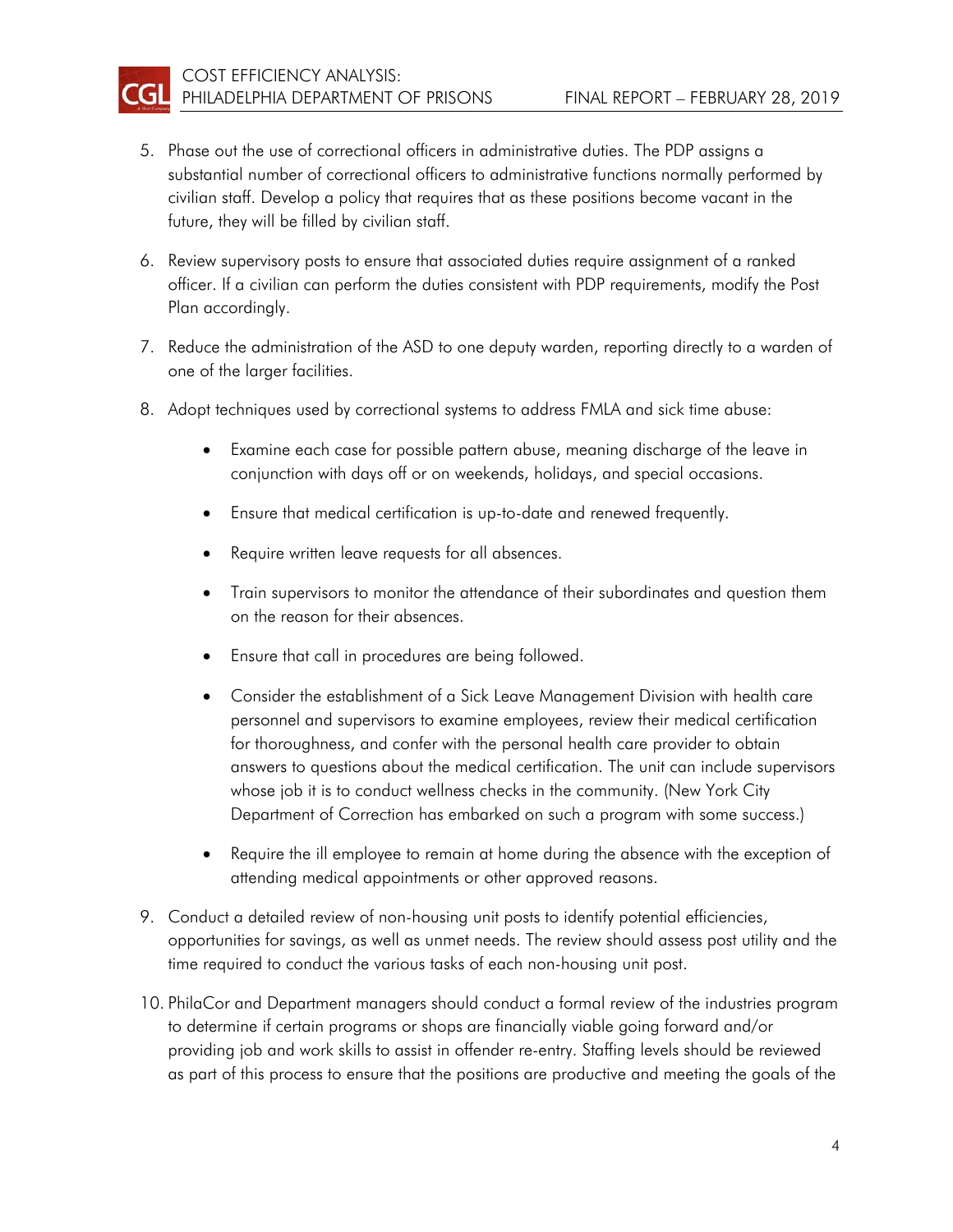5. Phase out the use of correctional officers in administrative duties. The PDP assigns a substantial number of correctional officers to administrative functions normally performed by civilian staff. Develop a policy that requires that as these positions become vacant in the future, they will be filled by civilian staff.

6. Review supervisory posts to ensure that associated duties require assignment of a ranked officer. If a civilian can perform the duties consistent with PDP requirements, modify the Post Plan accordingly.

7. Reduce the administration of the ASD to one deputy warden, reporting directly to a warden of one of the larger facilities.

8. Adopt techniques used by correctional systems to address FMLA and sick time abuse:

    - Examine each case for possible pattern abuse, meaning discharge of the leave in conjunction with days off or on weekends, holidays, and special occasions.
    - Ensure that medical certification is up-to-date and renewed frequently.
    - Require written leave requests for all absences.
    - Train supervisors to monitor the attendance of their subordinates and question them on the reason for their absences.
    - Ensure that call in procedures are being followed.
    - Consider the establishment of a Sick Leave Management Division with health care personnel and supervisors to examine employees, review their medical certification for thoroughness, and confer with the personal health care provider to obtain answers to questions about the medical certification. The unit can include supervisors whose job it is to conduct wellness checks in the community. (New York City Department of Correction has embarked on such a program with some success.)
    - Require the ill employee to remain at home during the absence with the exception of attending medical appointments or other approved reasons.

9. Conduct a detailed review of non-housing unit posts to identify potential efficiencies, opportunities for savings, as well as unmet needs. The review should assess post utility and the time required to conduct the various tasks of each non-housing unit post.

10. PhilaCor and Department managers should conduct a formal review of the industries program to determine if certain programs or shops are financially viable going forward and/or providing job and work skills to assist in offender re-entry. Staffing levels should be reviewed as part of this process to ensure that the positions are productive and meeting the goals of the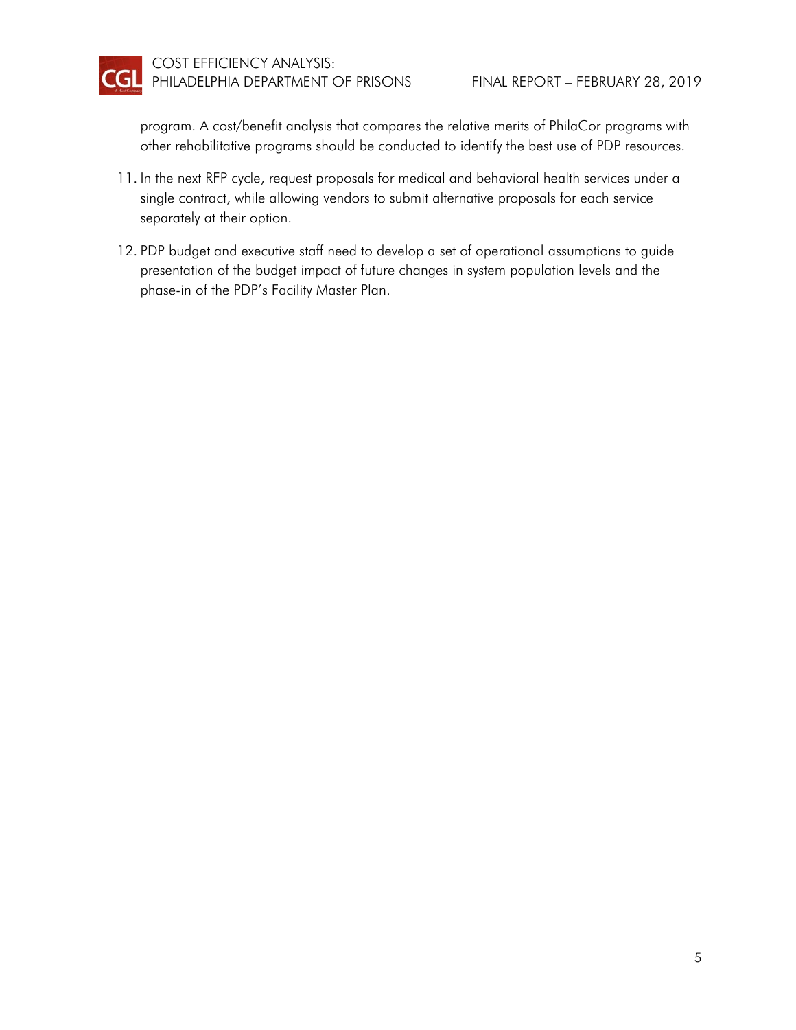program. A cost/benefit analysis that compares the relative merits of PhilaCor programs with other rehabilitative programs should be conducted to identify the best use of PDP resources.

11. In the next RFP cycle, request proposals for medical and behavioral health services under a single contract, while allowing vendors to submit alternative proposals for each service separately at their option.

12. PDP budget and executive staff need to develop a set of operational assumptions to guide presentation of the budget impact of future changes in system population levels and the phase-in of the PDP's Facility Master Plan.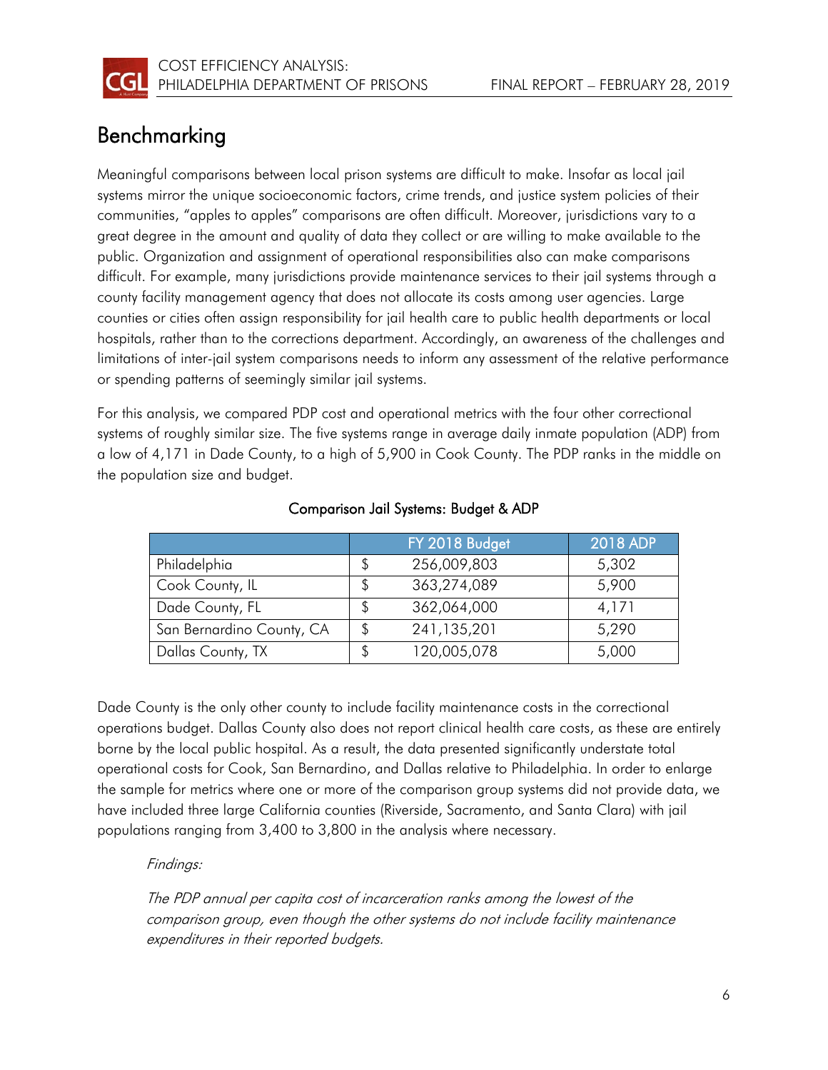## Benchmarking

Meaningful comparisons between local prison systems are difficult to make. Insofar as local jail systems mirror the unique socioeconomic factors, crime trends, and justice system policies of their communities, "apples to apples" comparisons are often difficult. Moreover, jurisdictions vary to a great degree in the amount and quality of data they collect or are willing to make available to the public. Organization and assignment of operational responsibilities also can make comparisons difficult. For example, many jurisdictions provide maintenance services to their jail systems through a county facility management agency that does not allocate its costs among user agencies. Large counties or cities often assign responsibility for jail health care to public health departments or local hospitals, rather than to the corrections department. Accordingly, an awareness of the challenges and limitations of inter-jail system comparisons needs to inform any assessment of the relative performance or spending patterns of seemingly similar jail systems.

For this analysis, we compared PDP cost and operational metrics with the four other correctional systems of roughly similar size. The five systems range in average daily inmate population (ADP) from a low of 4,171 in Dade County, to a high of 5,900 in Cook County. The PDP ranks in the middle on the population size and budget.

**Comparison Jail Systems: Budget & ADP**

| | FY 2018 Budget | 2018 ADP |
|---|---|---|
| Philadelphia | $ 256,009,803 | 5,302 |
| Cook County, IL | $ 363,274,089 | 5,900 |
| Dade County, FL | $ 362,064,000 | 4,171 |
| San Bernardino County, CA | $ 241,135,201 | 5,290 |
| Dallas County, TX | $ 120,005,078 | 5,000 |

Dade County is the only other county to include facility maintenance costs in the correctional operations budget. Dallas County also does not report clinical health care costs, as these are entirely borne by the local public hospital. As a result, the data presented significantly understate total operational costs for Cook, San Bernardino, and Dallas relative to Philadelphia. In order to enlarge the sample for metrics where one or more of the comparison group systems did not provide data, we have included three large California counties (Riverside, Sacramento, and Santa Clara) with jail populations ranging from 3,400 to 3,800 in the analysis where necessary.

*Findings:*

*The PDP annual per capita cost of incarceration ranks among the lowest of the comparison group, even though the other systems do not include facility maintenance expenditures in their reported budgets.*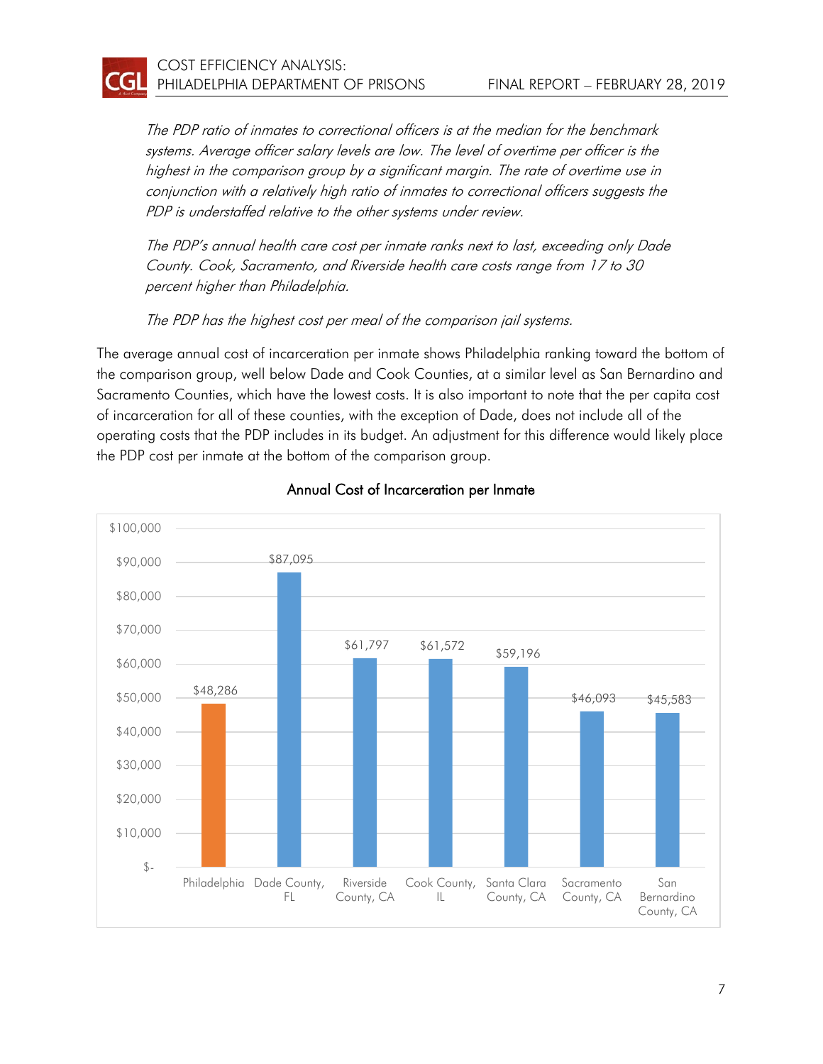*The PDP ratio of inmates to correctional officers is at the median for the benchmark systems. Average officer salary levels are low. The level of overtime per officer is the highest in the comparison group by a significant margin. The rate of overtime use in conjunction with a relatively high ratio of inmates to correctional officers suggests the PDP is understaffed relative to the other systems under review.*

*The PDP's annual health care cost per inmate ranks next to last, exceeding only Dade County. Cook, Sacramento, and Riverside health care costs range from 17 to 30 percent higher than Philadelphia.*

*The PDP has the highest cost per meal of the comparison jail systems.*

The average annual cost of incarceration per inmate shows Philadelphia ranking toward the bottom of the comparison group, well below Dade and Cook Counties, at a similar level as San Bernardino and Sacramento Counties, which have the lowest costs. It is also important to note that the per capita cost of incarceration for all of these counties, with the exception of Dade, does not include all of the operating costs that the PDP includes in its budget. An adjustment for this difference would likely place the PDP cost per inmate at the bottom of the comparison group.

**Annual Cost of Incarceration per Inmate**

| Jurisdiction | Annual Cost of Incarceration per Inmate |
| --- | --- |
| Philadelphia | $48,286 |
| Dade County, FL | $87,095 |
| Riverside County, CA | $61,797 |
| Cook County, IL | $61,572 |
| Santa Clara County, CA | $59,196 |
| Sacramento County, CA | $46,093 |
| San Bernardino County, CA | $45,583 |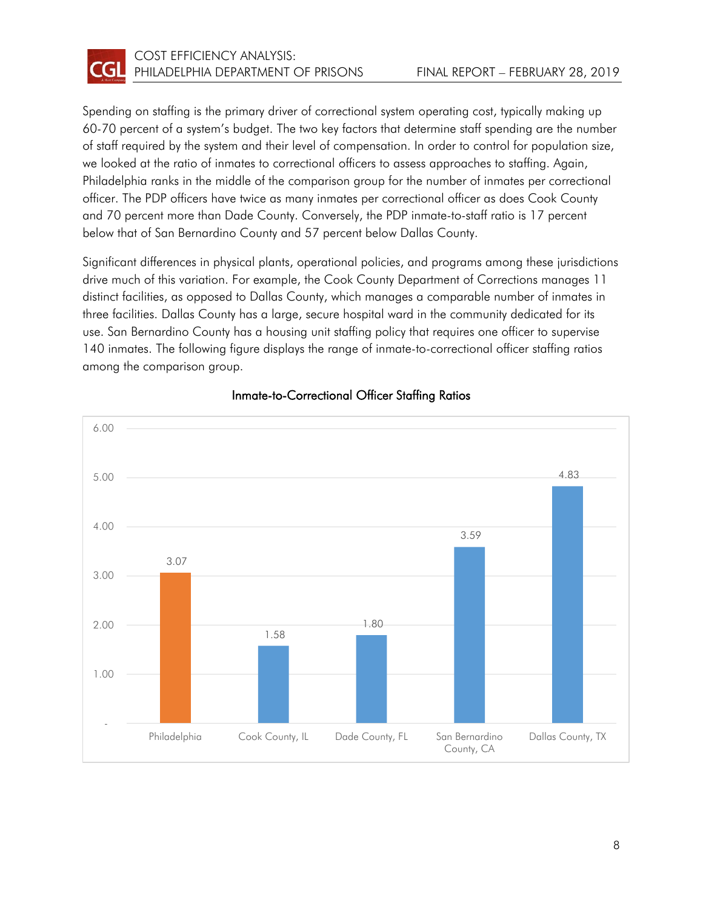Spending on staffing is the primary driver of correctional system operating cost, typically making up 60-70 percent of a system's budget. The two key factors that determine staff spending are the number of staff required by the system and their level of compensation. In order to control for population size, we looked at the ratio of inmates to correctional officers to assess approaches to staffing. Again, Philadelphia ranks in the middle of the comparison group for the number of inmates per correctional officer. The PDP officers have twice as many inmates per correctional officer as does Cook County and 70 percent more than Dade County. Conversely, the PDP inmate-to-staff ratio is 17 percent below that of San Bernardino County and 57 percent below Dallas County.

Significant differences in physical plants, operational policies, and programs among these jurisdictions drive much of this variation. For example, the Cook County Department of Corrections manages 11 distinct facilities, as opposed to Dallas County, which manages a comparable number of inmates in three facilities. Dallas County has a large, secure hospital ward in the community dedicated for its use. San Bernardino County has a housing unit staffing policy that requires one officer to supervise 140 inmates. The following figure displays the range of inmate-to-correctional officer staffing ratios among the comparison group.

**Inmate-to-Correctional Officer Staffing Ratios**

| Jurisdiction | Inmate-to-Correctional Officer Ratio |
|---|---|
| Philadelphia | 3.07 |
| Cook County, IL | 1.58 |
| Dade County, FL | 1.80 |
| San Bernardino County, CA | 3.59 |
| Dallas County, TX | 4.83 |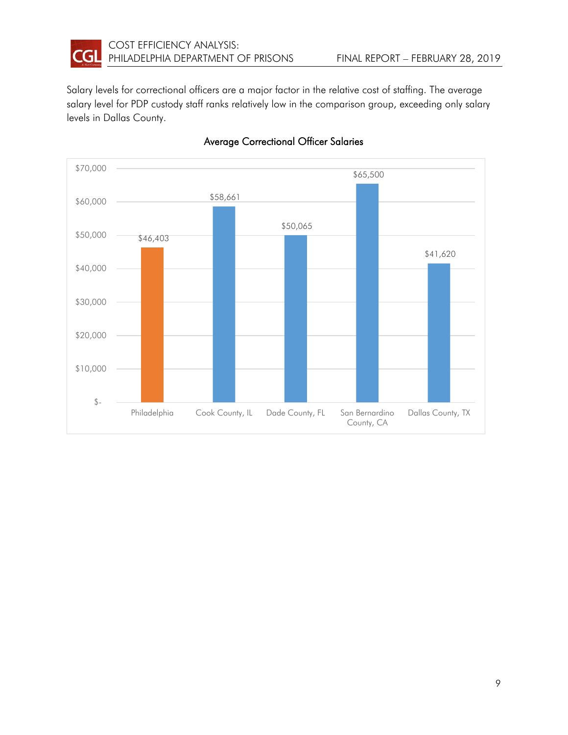Salary levels for correctional officers are a major factor in the relative cost of staffing. The average salary level for PDP custody staff ranks relatively low in the comparison group, exceeding only salary levels in Dallas County.

**Average Correctional Officer Salaries**

| Jurisdiction | Average Salary |
|---|---|
| Philadelphia | $46,403 |
| Cook County, IL | $58,661 |
| Dade County, FL | $50,065 |
| San Bernardino County, CA | $65,500 |
| Dallas County, TX | $41,620 |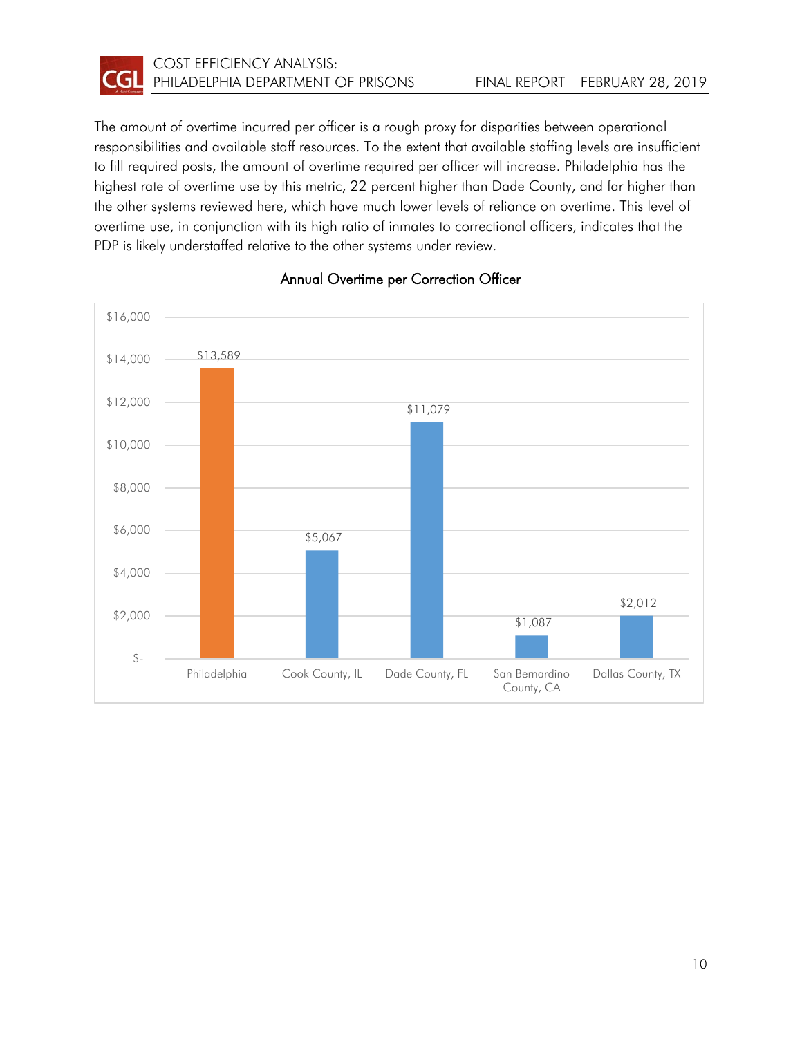The amount of overtime incurred per officer is a rough proxy for disparities between operational responsibilities and available staff resources. To the extent that available staffing levels are insufficient to fill required posts, the amount of overtime required per officer will increase. Philadelphia has the highest rate of overtime use by this metric, 22 percent higher than Dade County, and far higher than the other systems reviewed here, which have much lower levels of reliance on overtime. This level of overtime use, in conjunction with its high ratio of inmates to correctional officers, indicates that the PDP is likely understaffed relative to the other systems under review.

**Annual Overtime per Correction Officer**

| Jurisdiction | Annual Overtime per Correction Officer |
| --- | --- |
| Philadelphia | $13,589 |
| Cook County, IL | $5,067 |
| Dade County, FL | $11,079 |
| San Bernardino County, CA | $1,087 |
| Dallas County, TX | $2,012 |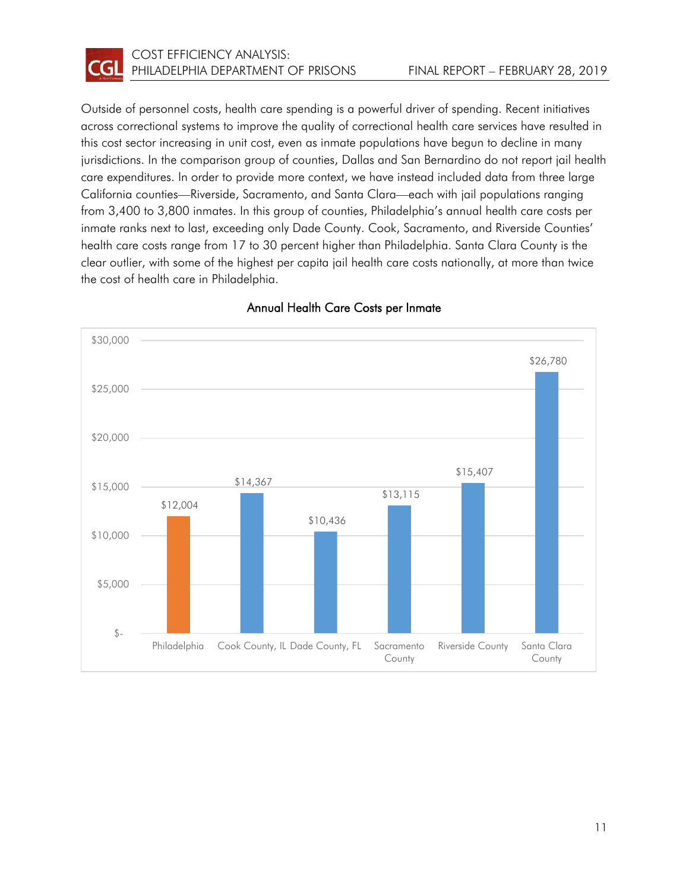Outside of personnel costs, health care spending is a powerful driver of spending. Recent initiatives across correctional systems to improve the quality of correctional health care services have resulted in this cost sector increasing in unit cost, even as inmate populations have begun to decline in many jurisdictions. In the comparison group of counties, Dallas and San Bernardino do not report jail health care expenditures. In order to provide more context, we have instead included data from three large California counties—Riverside, Sacramento, and Santa Clara—each with jail populations ranging from 3,400 to 3,800 inmates. In this group of counties, Philadelphia's annual health care costs per inmate ranks next to last, exceeding only Dade County. Cook, Sacramento, and Riverside Counties' health care costs range from 17 to 30 percent higher than Philadelphia. Santa Clara County is the clear outlier, with some of the highest per capita jail health care costs nationally, at more than twice the cost of health care in Philadelphia.

**Annual Health Care Costs per Inmate**

| Jurisdiction | Annual Health Care Costs per Inmate |
|---|---|
| Philadelphia | $12,004 |
| Cook County, IL | $14,367 |
| Dade County, FL | $10,436 |
| Sacramento County | $13,115 |
| Riverside County | $15,407 |
| Santa Clara County | $26,780 |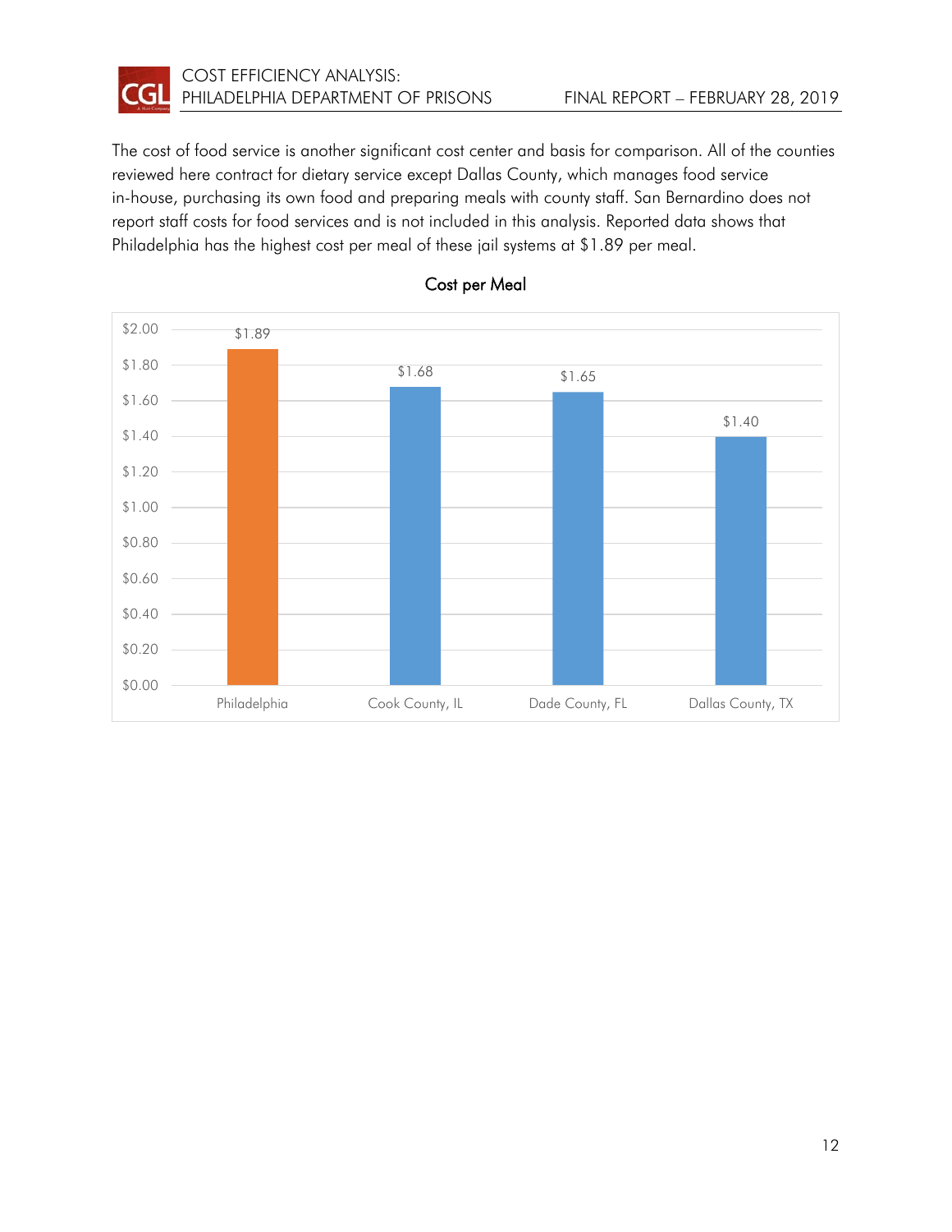The cost of food service is another significant cost center and basis for comparison. All of the counties reviewed here contract for dietary service except Dallas County, which manages food service in-house, purchasing its own food and preparing meals with county staff. San Bernardino does not report staff costs for food services and is not included in this analysis. Reported data shows that Philadelphia has the highest cost per meal of these jail systems at $1.89 per meal.

**Cost per Meal**

| | Cost per Meal |
|---|---|
| Philadelphia | $1.89 |
| Cook County, IL | $1.68 |
| Dade County, FL | $1.65 |
| Dallas County, TX | $1.40 |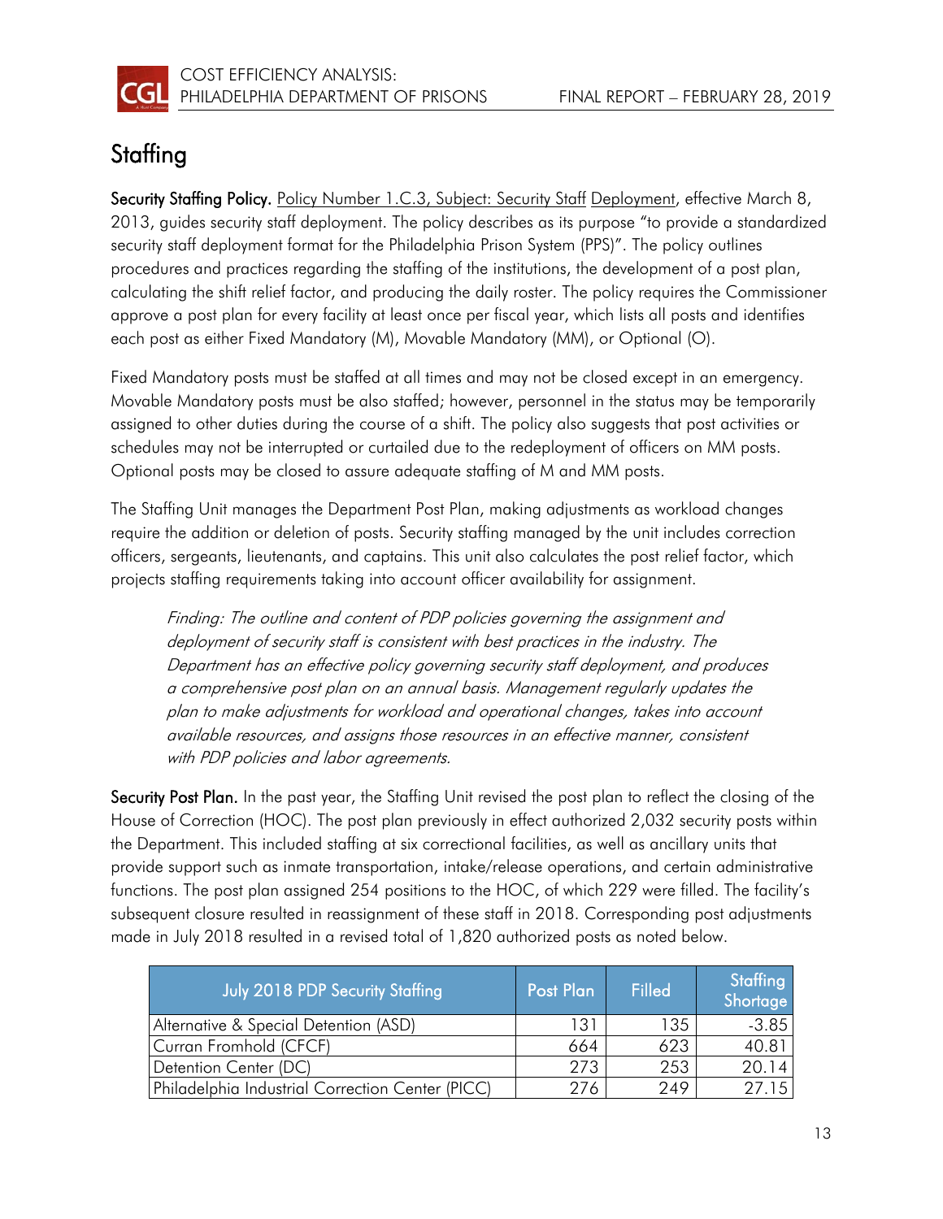## Staffing

**Security Staffing Policy.** Policy Number 1.C.3, Subject: Security Staff Deployment, effective March 8, 2013, guides security staff deployment. The policy describes as its purpose "to provide a standardized security staff deployment format for the Philadelphia Prison System (PPS)". The policy outlines procedures and practices regarding the staffing of the institutions, the development of a post plan, calculating the shift relief factor, and producing the daily roster. The policy requires the Commissioner approve a post plan for every facility at least once per fiscal year, which lists all posts and identifies each post as either Fixed Mandatory (M), Movable Mandatory (MM), or Optional (O).

Fixed Mandatory posts must be staffed at all times and may not be closed except in an emergency. Movable Mandatory posts must be also staffed; however, personnel in the status may be temporarily assigned to other duties during the course of a shift. The policy also suggests that post activities or schedules may not be interrupted or curtailed due to the redeployment of officers on MM posts. Optional posts may be closed to assure adequate staffing of M and MM posts.

The Staffing Unit manages the Department Post Plan, making adjustments as workload changes require the addition or deletion of posts. Security staffing managed by the unit includes correction officers, sergeants, lieutenants, and captains. This unit also calculates the post relief factor, which projects staffing requirements taking into account officer availability for assignment.

> *Finding: The outline and content of PDP policies governing the assignment and deployment of security staff is consistent with best practices in the industry. The Department has an effective policy governing security staff deployment, and produces a comprehensive post plan on an annual basis. Management regularly updates the plan to make adjustments for workload and operational changes, takes into account available resources, and assigns those resources in an effective manner, consistent with PDP policies and labor agreements.*

**Security Post Plan.** In the past year, the Staffing Unit revised the post plan to reflect the closing of the House of Correction (HOC). The post plan previously in effect authorized 2,032 security posts within the Department. This included staffing at six correctional facilities, as well as ancillary units that provide support such as inmate transportation, intake/release operations, and certain administrative functions. The post plan assigned 254 positions to the HOC, of which 229 were filled. The facility's subsequent closure resulted in reassignment of these staff in 2018. Corresponding post adjustments made in July 2018 resulted in a revised total of 1,820 authorized posts as noted below.

| July 2018 PDP Security Staffing | Post Plan | Filled | Staffing Shortage |
|---|---|---|---|
| Alternative & Special Detention (ASD) | 131 | 135 | -3.85 |
| Curran Fromhold (CFCF) | 664 | 623 | 40.81 |
| Detention Center (DC) | 273 | 253 | 20.14 |
| Philadelphia Industrial Correction Center (PICC) | 276 | 249 | 27.15 |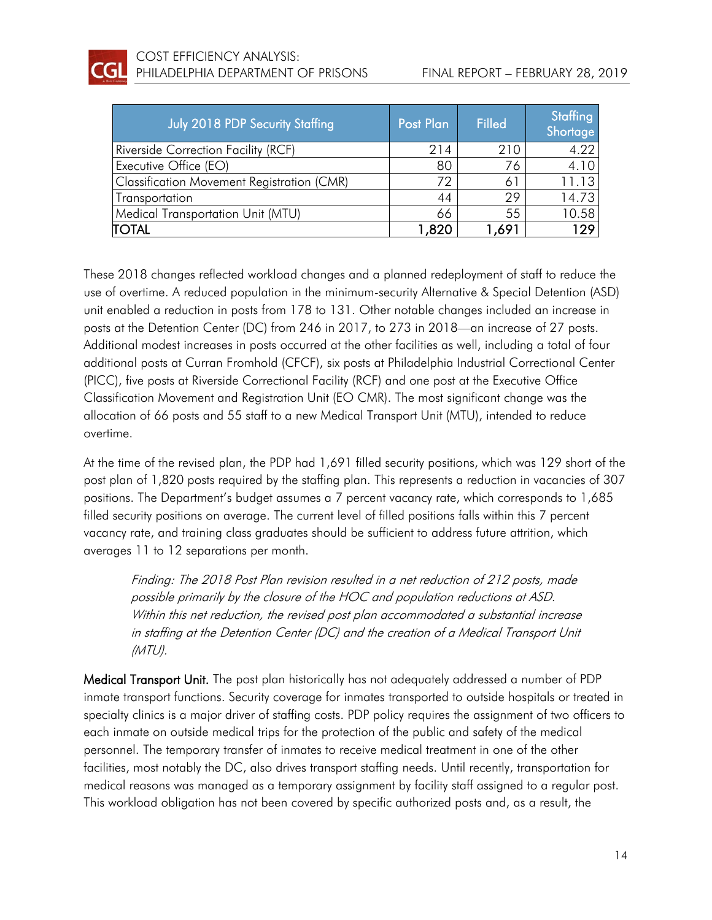| July 2018 PDP Security Staffing | Post Plan | Filled | Staffing Shortage |
|---|---|---|---|
| Riverside Correction Facility (RCF) | 214 | 210 | 4.22 |
| Executive Office (EO) | 80 | 76 | 4.10 |
| Classification Movement Registration (CMR) | 72 | 61 | 11.13 |
| Transportation | 44 | 29 | 14.73 |
| Medical Transportation Unit (MTU) | 66 | 55 | 10.58 |
| **TOTAL** | **1,820** | **1,691** | **129** |

These 2018 changes reflected workload changes and a planned redeployment of staff to reduce the use of overtime. A reduced population in the minimum-security Alternative & Special Detention (ASD) unit enabled a reduction in posts from 178 to 131. Other notable changes included an increase in posts at the Detention Center (DC) from 246 in 2017, to 273 in 2018—an increase of 27 posts. Additional modest increases in posts occurred at the other facilities as well, including a total of four additional posts at Curran Fromhold (CFCF), six posts at Philadelphia Industrial Correctional Center (PICC), five posts at Riverside Correctional Facility (RCF) and one post at the Executive Office Classification Movement and Registration Unit (EO CMR). The most significant change was the allocation of 66 posts and 55 staff to a new Medical Transport Unit (MTU), intended to reduce overtime.

At the time of the revised plan, the PDP had 1,691 filled security positions, which was 129 short of the post plan of 1,820 posts required by the staffing plan. This represents a reduction in vacancies of 307 positions. The Department's budget assumes a 7 percent vacancy rate, which corresponds to 1,685 filled security positions on average. The current level of filled positions falls within this 7 percent vacancy rate, and training class graduates should be sufficient to address future attrition, which averages 11 to 12 separations per month.

> *Finding: The 2018 Post Plan revision resulted in a net reduction of 212 posts, made possible primarily by the closure of the HOC and population reductions at ASD. Within this net reduction, the revised post plan accommodated a substantial increase in staffing at the Detention Center (DC) and the creation of a Medical Transport Unit (MTU).*

**Medical Transport Unit.** The post plan historically has not adequately addressed a number of PDP inmate transport functions. Security coverage for inmates transported to outside hospitals or treated in specialty clinics is a major driver of staffing costs. PDP policy requires the assignment of two officers to each inmate on outside medical trips for the protection of the public and safety of the medical personnel. The temporary transfer of inmates to receive medical treatment in one of the other facilities, most notably the DC, also drives transport staffing needs. Until recently, transportation for medical reasons was managed as a temporary assignment by facility staff assigned to a regular post. This workload obligation has not been covered by specific authorized posts and, as a result, the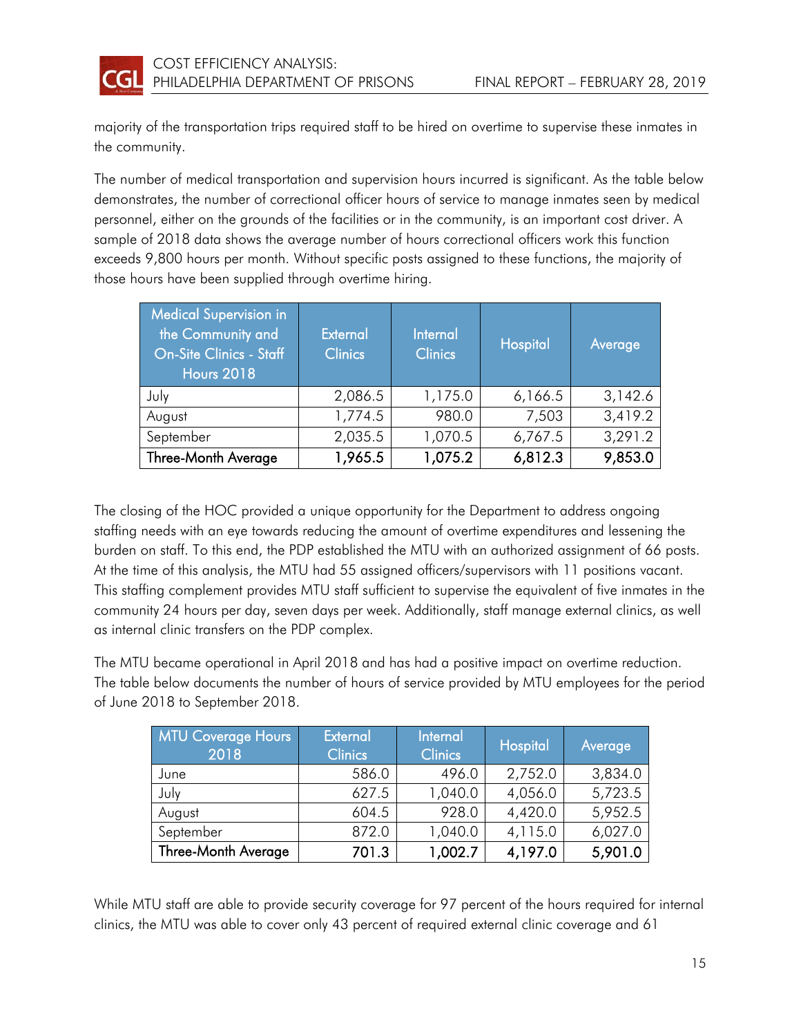majority of the transportation trips required staff to be hired on overtime to supervise these inmates in the community.

The number of medical transportation and supervision hours incurred is significant. As the table below demonstrates, the number of correctional officer hours of service to manage inmates seen by medical personnel, either on the grounds of the facilities or in the community, is an important cost driver. A sample of 2018 data shows the average number of hours correctional officers work this function exceeds 9,800 hours per month. Without specific posts assigned to these functions, the majority of those hours have been supplied through overtime hiring.

| Medical Supervision in the Community and On-Site Clinics - Staff Hours 2018 | External Clinics | Internal Clinics | Hospital | Average |
|---|---|---|---|---|
| July | 2,086.5 | 1,175.0 | 6,166.5 | 3,142.6 |
| August | 1,774.5 | 980.0 | 7,503 | 3,419.2 |
| September | 2,035.5 | 1,070.5 | 6,767.5 | 3,291.2 |
| **Three-Month Average** | **1,965.5** | **1,075.2** | **6,812.3** | **9,853.0** |

The closing of the HOC provided a unique opportunity for the Department to address ongoing staffing needs with an eye towards reducing the amount of overtime expenditures and lessening the burden on staff. To this end, the PDP established the MTU with an authorized assignment of 66 posts. At the time of this analysis, the MTU had 55 assigned officers/supervisors with 11 positions vacant. This staffing complement provides MTU staff sufficient to supervise the equivalent of five inmates in the community 24 hours per day, seven days per week. Additionally, staff manage external clinics, as well as internal clinic transfers on the PDP complex.

The MTU became operational in April 2018 and has had a positive impact on overtime reduction. The table below documents the number of hours of service provided by MTU employees for the period of June 2018 to September 2018.

| MTU Coverage Hours 2018 | External Clinics | Internal Clinics | Hospital | Average |
|---|---|---|---|---|
| June | 586.0 | 496.0 | 2,752.0 | 3,834.0 |
| July | 627.5 | 1,040.0 | 4,056.0 | 5,723.5 |
| August | 604.5 | 928.0 | 4,420.0 | 5,952.5 |
| September | 872.0 | 1,040.0 | 4,115.0 | 6,027.0 |
| **Three-Month Average** | **701.3** | **1,002.7** | **4,197.0** | **5,901.0** |

While MTU staff are able to provide security coverage for 97 percent of the hours required for internal clinics, the MTU was able to cover only 43 percent of required external clinic coverage and 61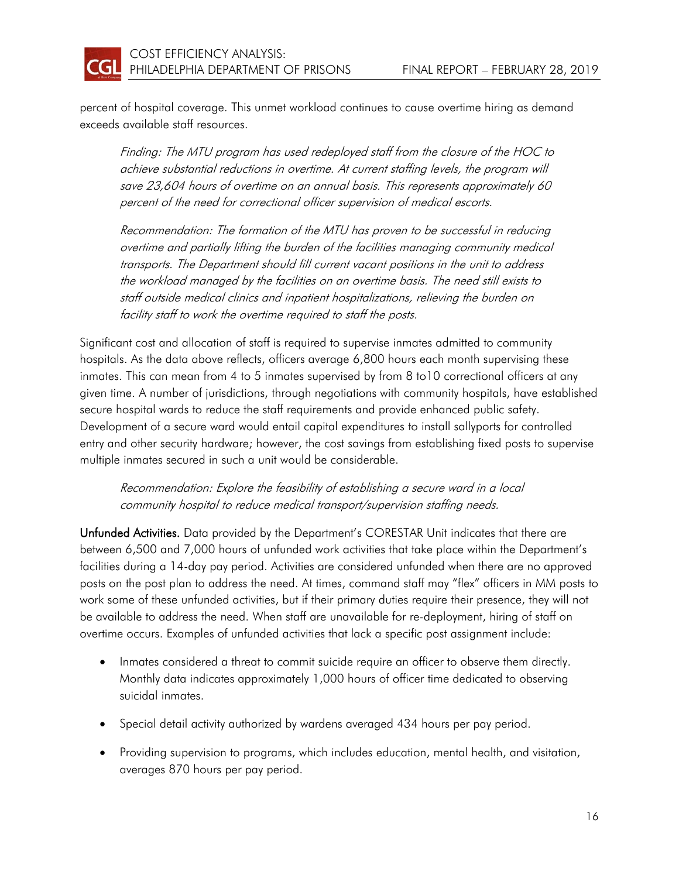percent of hospital coverage. This unmet workload continues to cause overtime hiring as demand exceeds available staff resources.

> *Finding: The MTU program has used redeployed staff from the closure of the HOC to achieve substantial reductions in overtime. At current staffing levels, the program will save 23,604 hours of overtime on an annual basis. This represents approximately 60 percent of the need for correctional officer supervision of medical escorts.*

> *Recommendation: The formation of the MTU has proven to be successful in reducing overtime and partially lifting the burden of the facilities managing community medical transports. The Department should fill current vacant positions in the unit to address the workload managed by the facilities on an overtime basis. The need still exists to staff outside medical clinics and inpatient hospitalizations, relieving the burden on facility staff to work the overtime required to staff the posts.*

Significant cost and allocation of staff is required to supervise inmates admitted to community hospitals. As the data above reflects, officers average 6,800 hours each month supervising these inmates. This can mean from 4 to 5 inmates supervised by from 8 to10 correctional officers at any given time. A number of jurisdictions, through negotiations with community hospitals, have established secure hospital wards to reduce the staff requirements and provide enhanced public safety. Development of a secure ward would entail capital expenditures to install sallyports for controlled entry and other security hardware; however, the cost savings from establishing fixed posts to supervise multiple inmates secured in such a unit would be considerable.

> *Recommendation: Explore the feasibility of establishing a secure ward in a local community hospital to reduce medical transport/supervision staffing needs.*

**Unfunded Activities.** Data provided by the Department's CORESTAR Unit indicates that there are between 6,500 and 7,000 hours of unfunded work activities that take place within the Department's facilities during a 14-day pay period. Activities are considered unfunded when there are no approved posts on the post plan to address the need. At times, command staff may "flex" officers in MM posts to work some of these unfunded activities, but if their primary duties require their presence, they will not be available to address the need. When staff are unavailable for re-deployment, hiring of staff on overtime occurs. Examples of unfunded activities that lack a specific post assignment include:

- Inmates considered a threat to commit suicide require an officer to observe them directly. Monthly data indicates approximately 1,000 hours of officer time dedicated to observing suicidal inmates.
- Special detail activity authorized by wardens averaged 434 hours per pay period.
- Providing supervision to programs, which includes education, mental health, and visitation, averages 870 hours per pay period.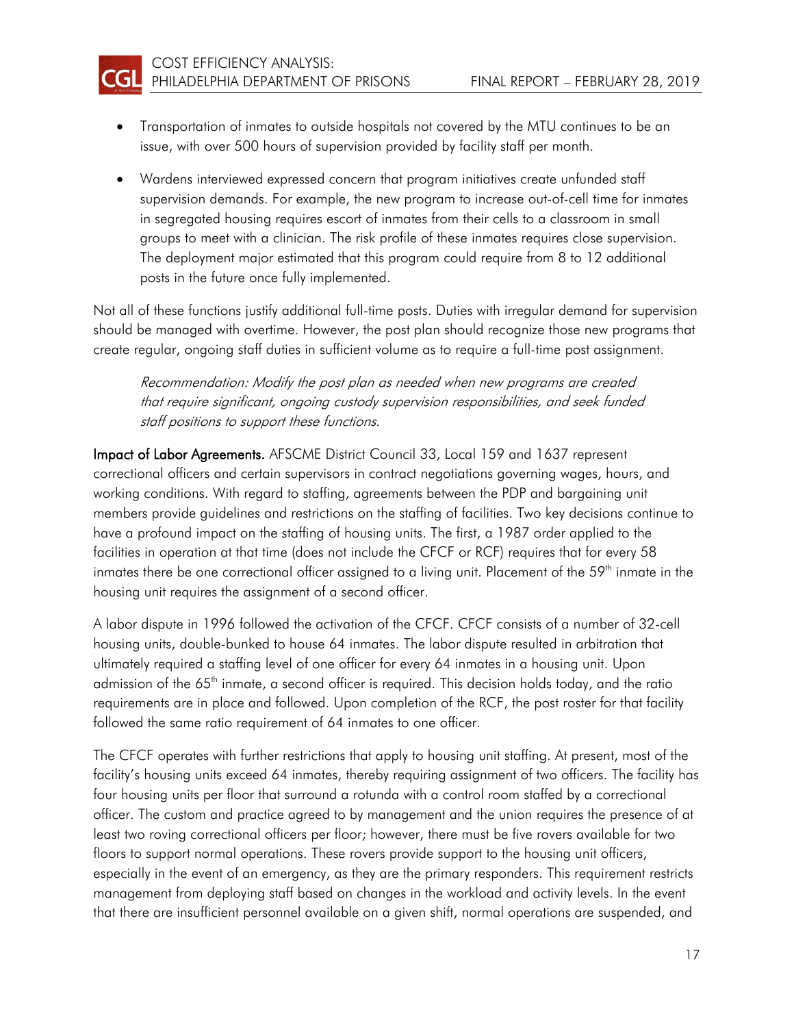- Transportation of inmates to outside hospitals not covered by the MTU continues to be an issue, with over 500 hours of supervision provided by facility staff per month.
- Wardens interviewed expressed concern that program initiatives create unfunded staff supervision demands. For example, the new program to increase out-of-cell time for inmates in segregated housing requires escort of inmates from their cells to a classroom in small groups to meet with a clinician. The risk profile of these inmates requires close supervision. The deployment major estimated that this program could require from 8 to 12 additional posts in the future once fully implemented.

Not all of these functions justify additional full-time posts. Duties with irregular demand for supervision should be managed with overtime. However, the post plan should recognize those new programs that create regular, ongoing staff duties in sufficient volume as to require a full-time post assignment.

> *Recommendation: Modify the post plan as needed when new programs are created that require significant, ongoing custody supervision responsibilities, and seek funded staff positions to support these functions.*

**Impact of Labor Agreements.** AFSCME District Council 33, Local 159 and 1637 represent correctional officers and certain supervisors in contract negotiations governing wages, hours, and working conditions. With regard to staffing, agreements between the PDP and bargaining unit members provide guidelines and restrictions on the staffing of facilities. Two key decisions continue to have a profound impact on the staffing of housing units. The first, a 1987 order applied to the facilities in operation at that time (does not include the CFCF or RCF) requires that for every 58 inmates there be one correctional officer assigned to a living unit. Placement of the 59th inmate in the housing unit requires the assignment of a second officer.

A labor dispute in 1996 followed the activation of the CFCF. CFCF consists of a number of 32-cell housing units, double-bunked to house 64 inmates. The labor dispute resulted in arbitration that ultimately required a staffing level of one officer for every 64 inmates in a housing unit. Upon admission of the 65th inmate, a second officer is required. This decision holds today, and the ratio requirements are in place and followed. Upon completion of the RCF, the post roster for that facility followed the same ratio requirement of 64 inmates to one officer.

The CFCF operates with further restrictions that apply to housing unit staffing. At present, most of the facility's housing units exceed 64 inmates, thereby requiring assignment of two officers. The facility has four housing units per floor that surround a rotunda with a control room staffed by a correctional officer. The custom and practice agreed to by management and the union requires the presence of at least two roving correctional officers per floor; however, there must be five rovers available for two floors to support normal operations. These rovers provide support to the housing unit officers, especially in the event of an emergency, as they are the primary responders. This requirement restricts management from deploying staff based on changes in the workload and activity levels. In the event that there are insufficient personnel available on a given shift, normal operations are suspended, and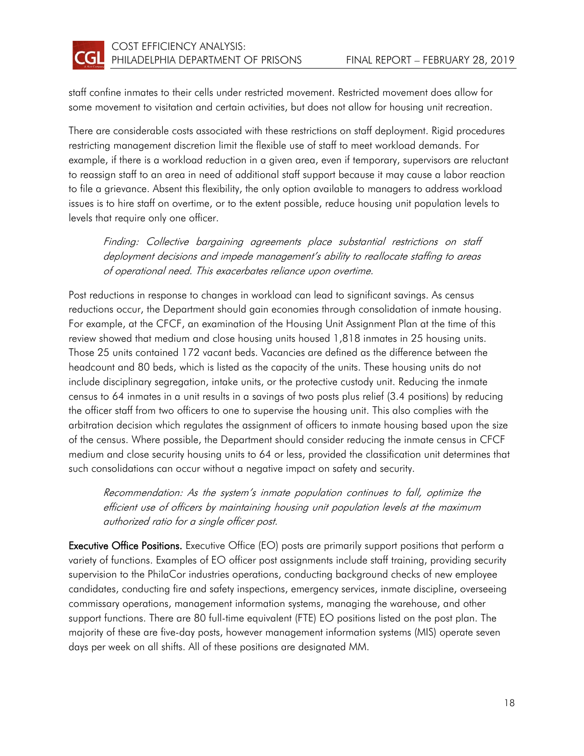staff confine inmates to their cells under restricted movement. Restricted movement does allow for some movement to visitation and certain activities, but does not allow for housing unit recreation.

There are considerable costs associated with these restrictions on staff deployment. Rigid procedures restricting management discretion limit the flexible use of staff to meet workload demands. For example, if there is a workload reduction in a given area, even if temporary, supervisors are reluctant to reassign staff to an area in need of additional staff support because it may cause a labor reaction to file a grievance. Absent this flexibility, the only option available to managers to address workload issues is to hire staff on overtime, or to the extent possible, reduce housing unit population levels to levels that require only one officer.

> *Finding: Collective bargaining agreements place substantial restrictions on staff deployment decisions and impede management's ability to reallocate staffing to areas of operational need. This exacerbates reliance upon overtime.*

Post reductions in response to changes in workload can lead to significant savings. As census reductions occur, the Department should gain economies through consolidation of inmate housing. For example, at the CFCF, an examination of the Housing Unit Assignment Plan at the time of this review showed that medium and close housing units housed 1,818 inmates in 25 housing units. Those 25 units contained 172 vacant beds. Vacancies are defined as the difference between the headcount and 80 beds, which is listed as the capacity of the units. These housing units do not include disciplinary segregation, intake units, or the protective custody unit. Reducing the inmate census to 64 inmates in a unit results in a savings of two posts plus relief (3.4 positions) by reducing the officer staff from two officers to one to supervise the housing unit. This also complies with the arbitration decision which regulates the assignment of officers to inmate housing based upon the size of the census. Where possible, the Department should consider reducing the inmate census in CFCF medium and close security housing units to 64 or less, provided the classification unit determines that such consolidations can occur without a negative impact on safety and security.

> *Recommendation: As the system's inmate population continues to fall, optimize the efficient use of officers by maintaining housing unit population levels at the maximum authorized ratio for a single officer post.*

**Executive Office Positions.** Executive Office (EO) posts are primarily support positions that perform a variety of functions. Examples of EO officer post assignments include staff training, providing security supervision to the PhilaCor industries operations, conducting background checks of new employee candidates, conducting fire and safety inspections, emergency services, inmate discipline, overseeing commissary operations, management information systems, managing the warehouse, and other support functions. There are 80 full-time equivalent (FTE) EO positions listed on the post plan. The majority of these are five-day posts, however management information systems (MIS) operate seven days per week on all shifts. All of these positions are designated MM.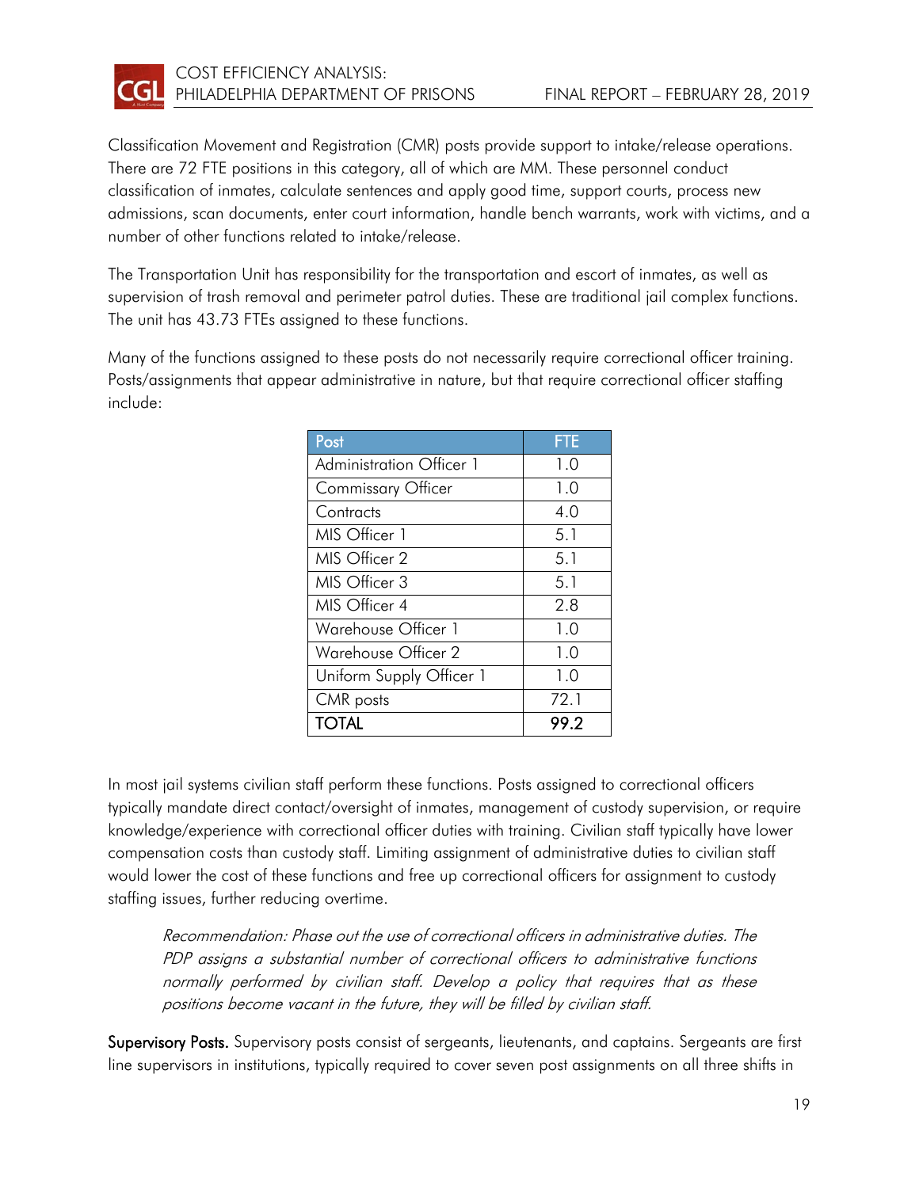Classification Movement and Registration (CMR) posts provide support to intake/release operations. There are 72 FTE positions in this category, all of which are MM. These personnel conduct classification of inmates, calculate sentences and apply good time, support courts, process new admissions, scan documents, enter court information, handle bench warrants, work with victims, and a number of other functions related to intake/release.

The Transportation Unit has responsibility for the transportation and escort of inmates, as well as supervision of trash removal and perimeter patrol duties. These are traditional jail complex functions. The unit has 43.73 FTEs assigned to these functions.

Many of the functions assigned to these posts do not necessarily require correctional officer training. Posts/assignments that appear administrative in nature, but that require correctional officer staffing include:

| Post | FTE |
|---|---|
| Administration Officer 1 | 1.0 |
| Commissary Officer | 1.0 |
| Contracts | 4.0 |
| MIS Officer 1 | 5.1 |
| MIS Officer 2 | 5.1 |
| MIS Officer 3 | 5.1 |
| MIS Officer 4 | 2.8 |
| Warehouse Officer 1 | 1.0 |
| Warehouse Officer 2 | 1.0 |
| Uniform Supply Officer 1 | 1.0 |
| CMR posts | 72.1 |
| **TOTAL** | **99.2** |

In most jail systems civilian staff perform these functions. Posts assigned to correctional officers typically mandate direct contact/oversight of inmates, management of custody supervision, or require knowledge/experience with correctional officer duties with training. Civilian staff typically have lower compensation costs than custody staff. Limiting assignment of administrative duties to civilian staff would lower the cost of these functions and free up correctional officers for assignment to custody staffing issues, further reducing overtime.

> *Recommendation: Phase out the use of correctional officers in administrative duties. The PDP assigns a substantial number of correctional officers to administrative functions normally performed by civilian staff. Develop a policy that requires that as these positions become vacant in the future, they will be filled by civilian staff.*

**Supervisory Posts.** Supervisory posts consist of sergeants, lieutenants, and captains. Sergeants are first line supervisors in institutions, typically required to cover seven post assignments on all three shifts in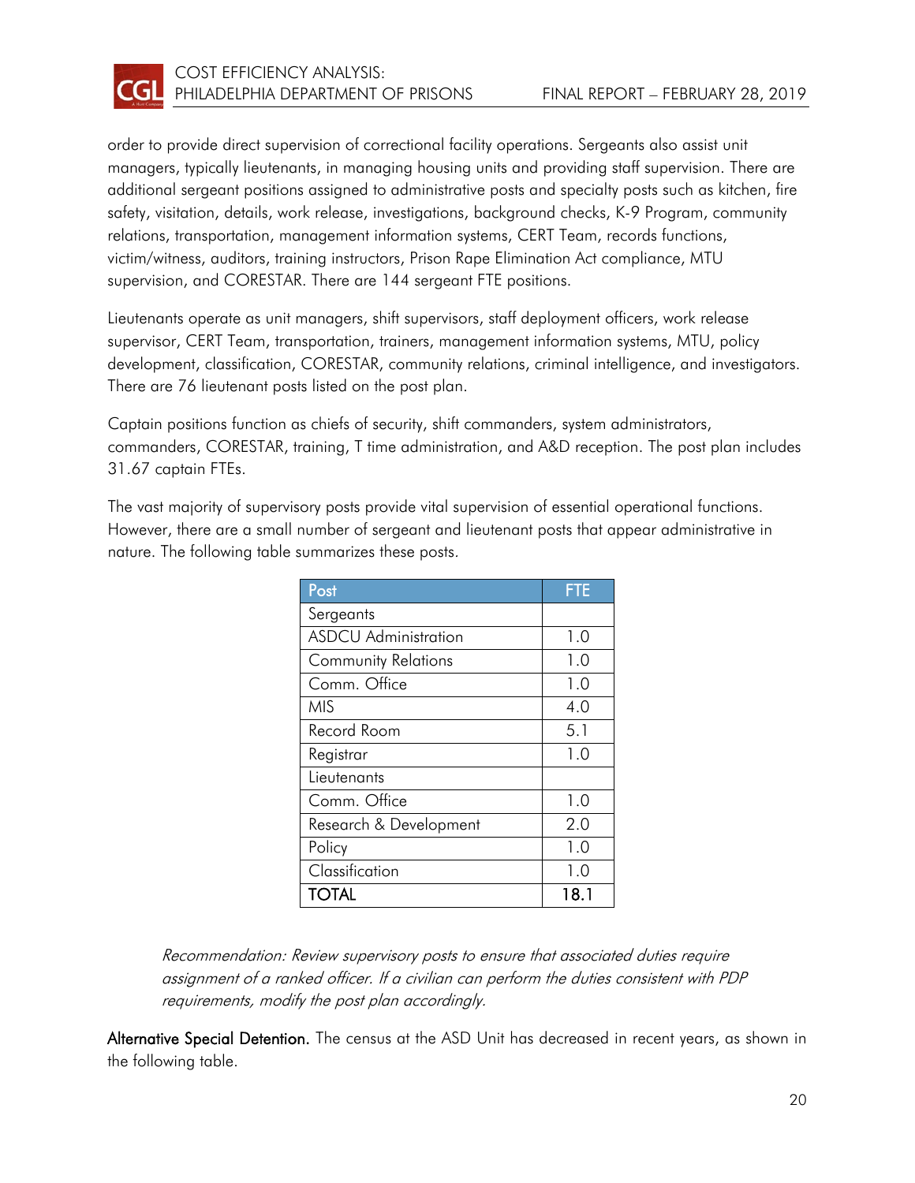order to provide direct supervision of correctional facility operations. Sergeants also assist unit managers, typically lieutenants, in managing housing units and providing staff supervision. There are additional sergeant positions assigned to administrative posts and specialty posts such as kitchen, fire safety, visitation, details, work release, investigations, background checks, K-9 Program, community relations, transportation, management information systems, CERT Team, records functions, victim/witness, auditors, training instructors, Prison Rape Elimination Act compliance, MTU supervision, and CORESTAR. There are 144 sergeant FTE positions.

Lieutenants operate as unit managers, shift supervisors, staff deployment officers, work release supervisor, CERT Team, transportation, trainers, management information systems, MTU, policy development, classification, CORESTAR, community relations, criminal intelligence, and investigators. There are 76 lieutenant posts listed on the post plan.

Captain positions function as chiefs of security, shift commanders, system administrators, commanders, CORESTAR, training, T time administration, and A&D reception. The post plan includes 31.67 captain FTEs.

The vast majority of supervisory posts provide vital supervision of essential operational functions. However, there are a small number of sergeant and lieutenant posts that appear administrative in nature. The following table summarizes these posts.

| Post | FTE |
|---|---|
| Sergeants | |
| ASDCU Administration | 1.0 |
| Community Relations | 1.0 |
| Comm. Office | 1.0 |
| MIS | 4.0 |
| Record Room | 5.1 |
| Registrar | 1.0 |
| Lieutenants | |
| Comm. Office | 1.0 |
| Research & Development | 2.0 |
| Policy | 1.0 |
| Classification | 1.0 |
| **TOTAL** | **18.1** |

*Recommendation: Review supervisory posts to ensure that associated duties require assignment of a ranked officer. If a civilian can perform the duties consistent with PDP requirements, modify the post plan accordingly.*

**Alternative Special Detention.** The census at the ASD Unit has decreased in recent years, as shown in the following table.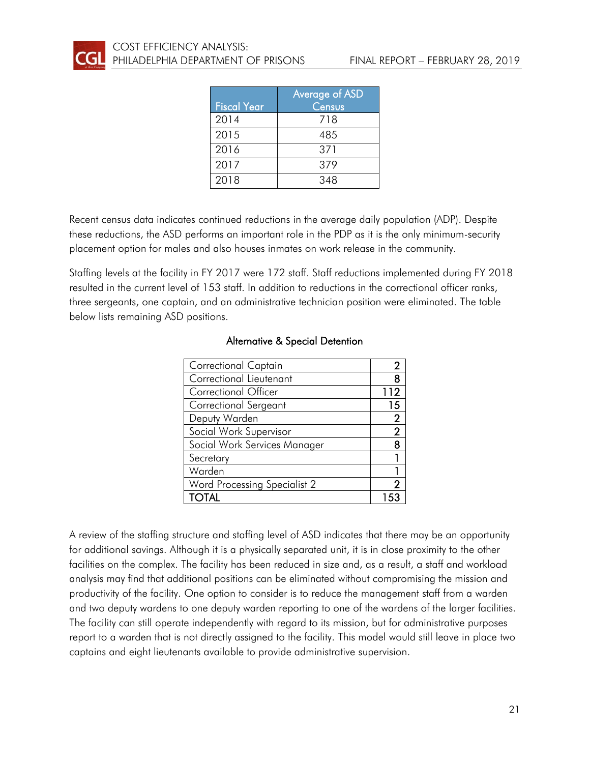| Fiscal Year | Average of ASD Census |
|---|---|
| 2014 | 718 |
| 2015 | 485 |
| 2016 | 371 |
| 2017 | 379 |
| 2018 | 348 |

Recent census data indicates continued reductions in the average daily population (ADP). Despite these reductions, the ASD performs an important role in the PDP as it is the only minimum-security placement option for males and also houses inmates on work release in the community.

Staffing levels at the facility in FY 2017 were 172 staff. Staff reductions implemented during FY 2018 resulted in the current level of 153 staff. In addition to reductions in the correctional officer ranks, three sergeants, one captain, and an administrative technician position were eliminated. The table below lists remaining ASD positions.

**Alternative & Special Detention**

| Position | Count |
|---|---|
| Correctional Captain | 2 |
| Correctional Lieutenant | 8 |
| Correctional Officer | 112 |
| Correctional Sergeant | 15 |
| Deputy Warden | 2 |
| Social Work Supervisor | 2 |
| Social Work Services Manager | 8 |
| Secretary | 1 |
| Warden | 1 |
| Word Processing Specialist 2 | 2 |
| **TOTAL** | **153** |

A review of the staffing structure and staffing level of ASD indicates that there may be an opportunity for additional savings. Although it is a physically separated unit, it is in close proximity to the other facilities on the complex. The facility has been reduced in size and, as a result, a staff and workload analysis may find that additional positions can be eliminated without compromising the mission and productivity of the facility. One option to consider is to reduce the management staff from a warden and two deputy wardens to one deputy warden reporting to one of the wardens of the larger facilities. The facility can still operate independently with regard to its mission, but for administrative purposes report to a warden that is not directly assigned to the facility. This model would still leave in place two captains and eight lieutenants available to provide administrative supervision.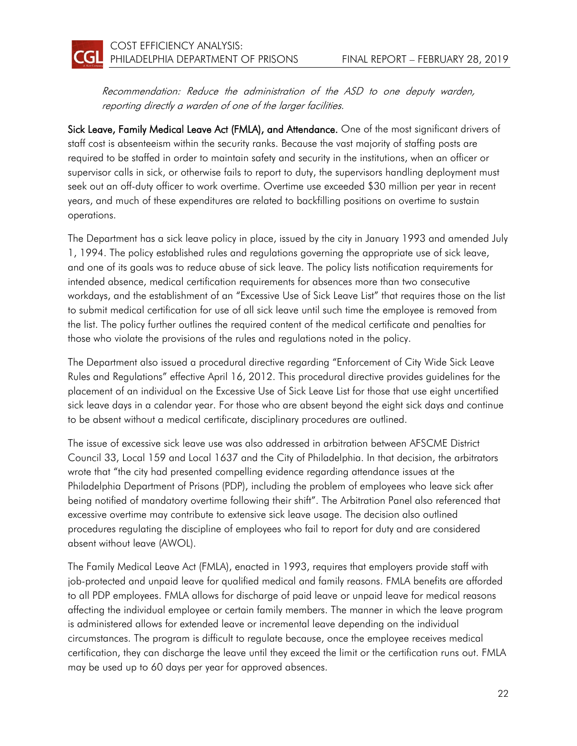*Recommendation: Reduce the administration of the ASD to one deputy warden, reporting directly a warden of one of the larger facilities.*

**Sick Leave, Family Medical Leave Act (FMLA), and Attendance.** One of the most significant drivers of staff cost is absenteeism within the security ranks. Because the vast majority of staffing posts are required to be staffed in order to maintain safety and security in the institutions, when an officer or supervisor calls in sick, or otherwise fails to report to duty, the supervisors handling deployment must seek out an off-duty officer to work overtime. Overtime use exceeded $30 million per year in recent years, and much of these expenditures are related to backfilling positions on overtime to sustain operations.

The Department has a sick leave policy in place, issued by the city in January 1993 and amended July 1, 1994. The policy established rules and regulations governing the appropriate use of sick leave, and one of its goals was to reduce abuse of sick leave. The policy lists notification requirements for intended absence, medical certification requirements for absences more than two consecutive workdays, and the establishment of an "Excessive Use of Sick Leave List" that requires those on the list to submit medical certification for use of all sick leave until such time the employee is removed from the list. The policy further outlines the required content of the medical certificate and penalties for those who violate the provisions of the rules and regulations noted in the policy.

The Department also issued a procedural directive regarding "Enforcement of City Wide Sick Leave Rules and Regulations" effective April 16, 2012. This procedural directive provides guidelines for the placement of an individual on the Excessive Use of Sick Leave List for those that use eight uncertified sick leave days in a calendar year. For those who are absent beyond the eight sick days and continue to be absent without a medical certificate, disciplinary procedures are outlined.

The issue of excessive sick leave use was also addressed in arbitration between AFSCME District Council 33, Local 159 and Local 1637 and the City of Philadelphia. In that decision, the arbitrators wrote that "the city had presented compelling evidence regarding attendance issues at the Philadelphia Department of Prisons (PDP), including the problem of employees who leave sick after being notified of mandatory overtime following their shift". The Arbitration Panel also referenced that excessive overtime may contribute to extensive sick leave usage. The decision also outlined procedures regulating the discipline of employees who fail to report for duty and are considered absent without leave (AWOL).

The Family Medical Leave Act (FMLA), enacted in 1993, requires that employers provide staff with job-protected and unpaid leave for qualified medical and family reasons. FMLA benefits are afforded to all PDP employees. FMLA allows for discharge of paid leave or unpaid leave for medical reasons affecting the individual employee or certain family members. The manner in which the leave program is administered allows for extended leave or incremental leave depending on the individual circumstances. The program is difficult to regulate because, once the employee receives medical certification, they can discharge the leave until they exceed the limit or the certification runs out. FMLA may be used up to 60 days per year for approved absences.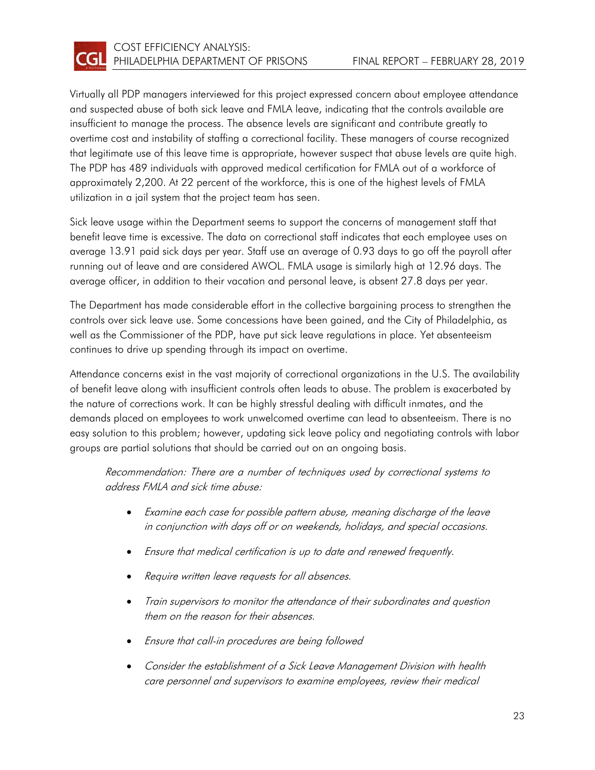Virtually all PDP managers interviewed for this project expressed concern about employee attendance and suspected abuse of both sick leave and FMLA leave, indicating that the controls available are insufficient to manage the process. The absence levels are significant and contribute greatly to overtime cost and instability of staffing a correctional facility. These managers of course recognized that legitimate use of this leave time is appropriate, however suspect that abuse levels are quite high. The PDP has 489 individuals with approved medical certification for FMLA out of a workforce of approximately 2,200. At 22 percent of the workforce, this is one of the highest levels of FMLA utilization in a jail system that the project team has seen.

Sick leave usage within the Department seems to support the concerns of management staff that benefit leave time is excessive. The data on correctional staff indicates that each employee uses on average 13.91 paid sick days per year. Staff use an average of 0.93 days to go off the payroll after running out of leave and are considered AWOL. FMLA usage is similarly high at 12.96 days. The average officer, in addition to their vacation and personal leave, is absent 27.8 days per year.

The Department has made considerable effort in the collective bargaining process to strengthen the controls over sick leave use. Some concessions have been gained, and the City of Philadelphia, as well as the Commissioner of the PDP, have put sick leave regulations in place. Yet absenteeism continues to drive up spending through its impact on overtime.

Attendance concerns exist in the vast majority of correctional organizations in the U.S. The availability of benefit leave along with insufficient controls often leads to abuse. The problem is exacerbated by the nature of corrections work. It can be highly stressful dealing with difficult inmates, and the demands placed on employees to work unwelcomed overtime can lead to absenteeism. There is no easy solution to this problem; however, updating sick leave policy and negotiating controls with labor groups are partial solutions that should be carried out on an ongoing basis.

> *Recommendation: There are a number of techniques used by correctional systems to address FMLA and sick time abuse:*
>
> - *Examine each case for possible pattern abuse, meaning discharge of the leave in conjunction with days off or on weekends, holidays, and special occasions.*
> - *Ensure that medical certification is up to date and renewed frequently.*
> - *Require written leave requests for all absences.*
> - *Train supervisors to monitor the attendance of their subordinates and question them on the reason for their absences.*
> - *Ensure that call-in procedures are being followed*
> - *Consider the establishment of a Sick Leave Management Division with health care personnel and supervisors to examine employees, review their medical*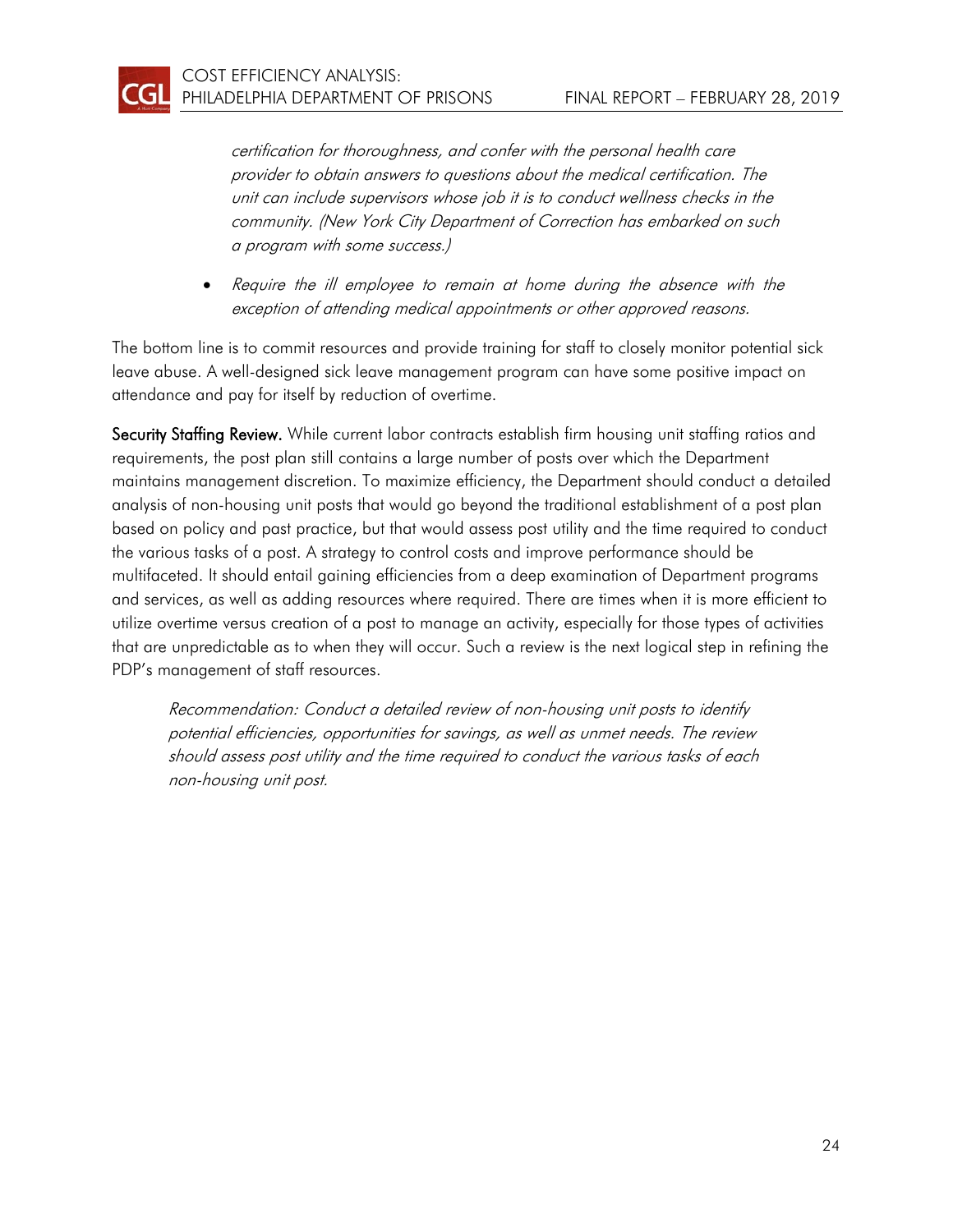*certification for thoroughness, and confer with the personal health care provider to obtain answers to questions about the medical certification. The unit can include supervisors whose job it is to conduct wellness checks in the community. (New York City Department of Correction has embarked on such a program with some success.)*

- *Require the ill employee to remain at home during the absence with the exception of attending medical appointments or other approved reasons.*

The bottom line is to commit resources and provide training for staff to closely monitor potential sick leave abuse. A well-designed sick leave management program can have some positive impact on attendance and pay for itself by reduction of overtime.

**Security Staffing Review.** While current labor contracts establish firm housing unit staffing ratios and requirements, the post plan still contains a large number of posts over which the Department maintains management discretion. To maximize efficiency, the Department should conduct a detailed analysis of non-housing unit posts that would go beyond the traditional establishment of a post plan based on policy and past practice, but that would assess post utility and the time required to conduct the various tasks of a post. A strategy to control costs and improve performance should be multifaceted. It should entail gaining efficiencies from a deep examination of Department programs and services, as well as adding resources where required. There are times when it is more efficient to utilize overtime versus creation of a post to manage an activity, especially for those types of activities that are unpredictable as to when they will occur. Such a review is the next logical step in refining the PDP's management of staff resources.

*Recommendation: Conduct a detailed review of non-housing unit posts to identify potential efficiencies, opportunities for savings, as well as unmet needs. The review should assess post utility and the time required to conduct the various tasks of each non-housing unit post.*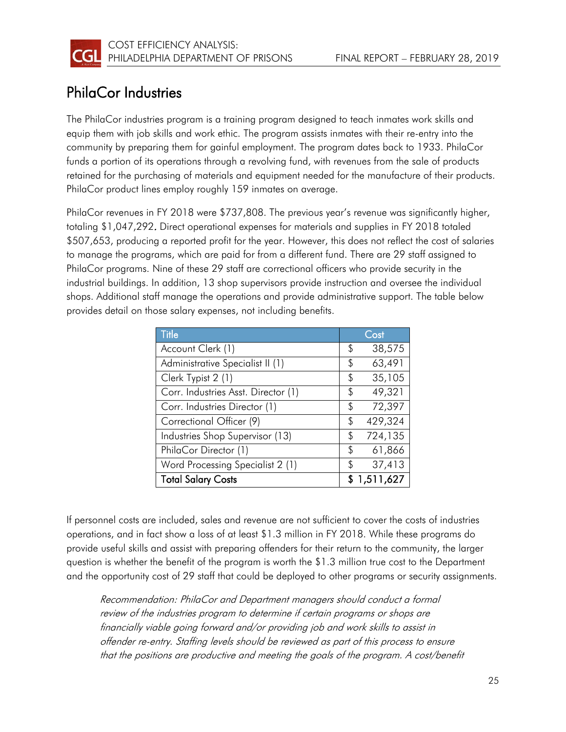## PhilaCor Industries

The PhilaCor industries program is a training program designed to teach inmates work skills and equip them with job skills and work ethic. The program assists inmates with their re-entry into the community by preparing them for gainful employment. The program dates back to 1933. PhilaCor funds a portion of its operations through a revolving fund, with revenues from the sale of products retained for the purchasing of materials and equipment needed for the manufacture of their products. PhilaCor product lines employ roughly 159 inmates on average.

PhilaCor revenues in FY 2018 were $737,808. The previous year's revenue was significantly higher, totaling $1,047,292. Direct operational expenses for materials and supplies in FY 2018 totaled $507,653, producing a reported profit for the year. However, this does not reflect the cost of salaries to manage the programs, which are paid for from a different fund. There are 29 staff assigned to PhilaCor programs. Nine of these 29 staff are correctional officers who provide security in the industrial buildings. In addition, 13 shop supervisors provide instruction and oversee the individual shops. Additional staff manage the operations and provide administrative support. The table below provides detail on those salary expenses, not including benefits.

| Title | Cost |
|---|---|
| Account Clerk (1) | $ 38,575 |
| Administrative Specialist II (1) | $ 63,491 |
| Clerk Typist 2 (1) | $ 35,105 |
| Corr. Industries Asst. Director (1) | $ 49,321 |
| Corr. Industries Director (1) | $ 72,397 |
| Correctional Officer (9) | $ 429,324 |
| Industries Shop Supervisor (13) | $ 724,135 |
| PhilaCor Director (1) | $ 61,866 |
| Word Processing Specialist 2 (1) | $ 37,413 |
| **Total Salary Costs** | **$ 1,511,627** |

If personnel costs are included, sales and revenue are not sufficient to cover the costs of industries operations, and in fact show a loss of at least $1.3 million in FY 2018. While these programs do provide useful skills and assist with preparing offenders for their return to the community, the larger question is whether the benefit of the program is worth the $1.3 million true cost to the Department and the opportunity cost of 29 staff that could be deployed to other programs or security assignments.

> *Recommendation: PhilaCor and Department managers should conduct a formal review of the industries program to determine if certain programs or shops are financially viable going forward and/or providing job and work skills to assist in offender re-entry. Staffing levels should be reviewed as part of this process to ensure that the positions are productive and meeting the goals of the program. A cost/benefit*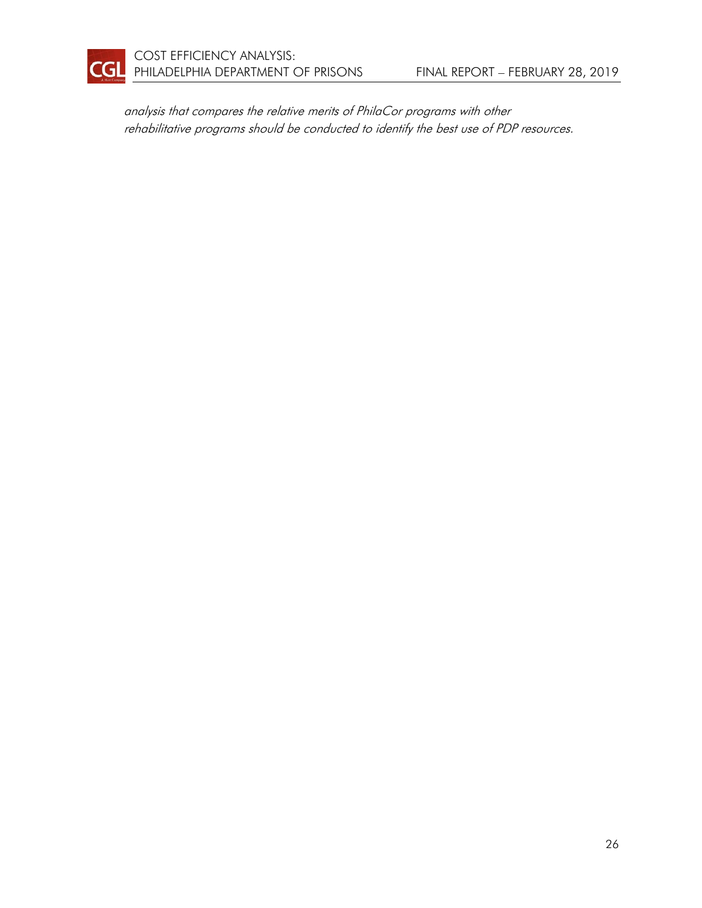*analysis that compares the relative merits of PhilaCor programs with other rehabilitative programs should be conducted to identify the best use of PDP resources.*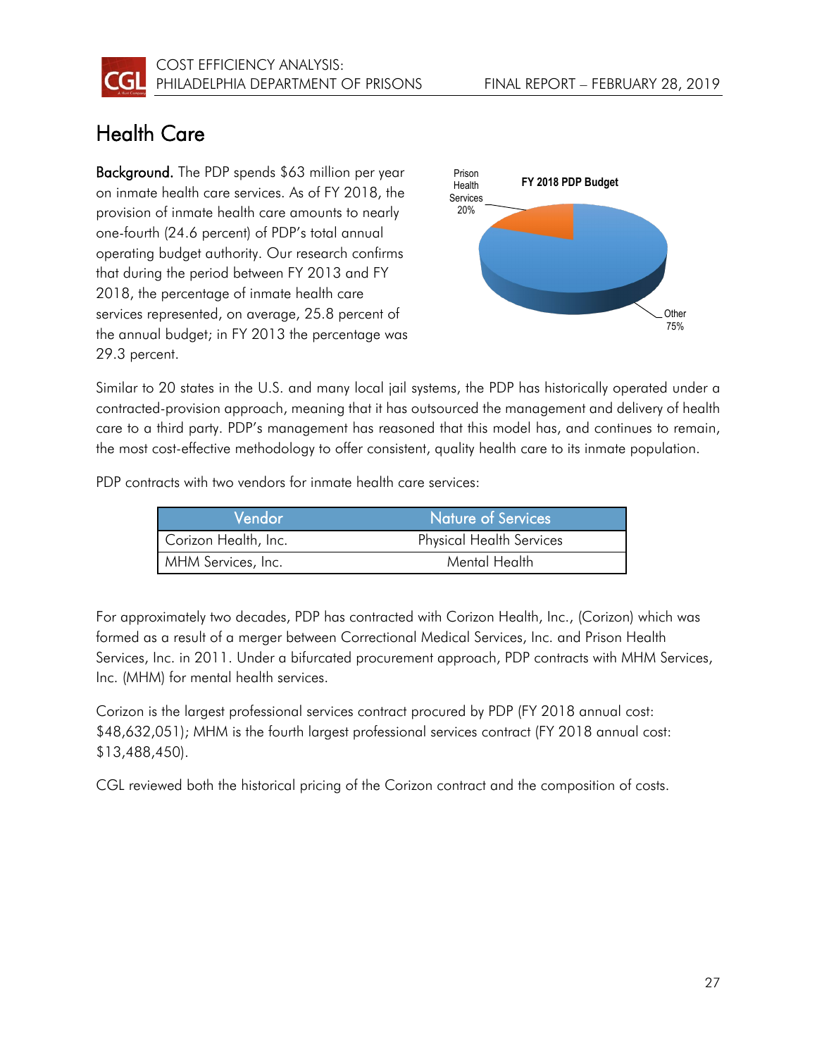## Health Care

**Background.** The PDP spends $63 million per year on inmate health care services. As of FY 2018, the provision of inmate health care amounts to nearly one-fourth (24.6 percent) of PDP's total annual operating budget authority. Our research confirms that during the period between FY 2013 and FY 2018, the percentage of inmate health care services represented, on average, 25.8 percent of the annual budget; in FY 2013 the percentage was 29.3 percent.

FY 2018 PDP Budget

Prison Health Services 20%

Other 75%

Similar to 20 states in the U.S. and many local jail systems, the PDP has historically operated under a contracted-provision approach, meaning that it has outsourced the management and delivery of health care to a third party. PDP's management has reasoned that this model has, and continues to remain, the most cost-effective methodology to offer consistent, quality health care to its inmate population.

PDP contracts with two vendors for inmate health care services:

| Vendor | Nature of Services |
| --- | --- |
| Corizon Health, Inc. | Physical Health Services |
| MHM Services, Inc. | Mental Health |

For approximately two decades, PDP has contracted with Corizon Health, Inc., (Corizon) which was formed as a result of a merger between Correctional Medical Services, Inc. and Prison Health Services, Inc. in 2011. Under a bifurcated procurement approach, PDP contracts with MHM Services, Inc. (MHM) for mental health services.

Corizon is the largest professional services contract procured by PDP (FY 2018 annual cost: $48,632,051); MHM is the fourth largest professional services contract (FY 2018 annual cost: $13,488,450).

CGL reviewed both the historical pricing of the Corizon contract and the composition of costs.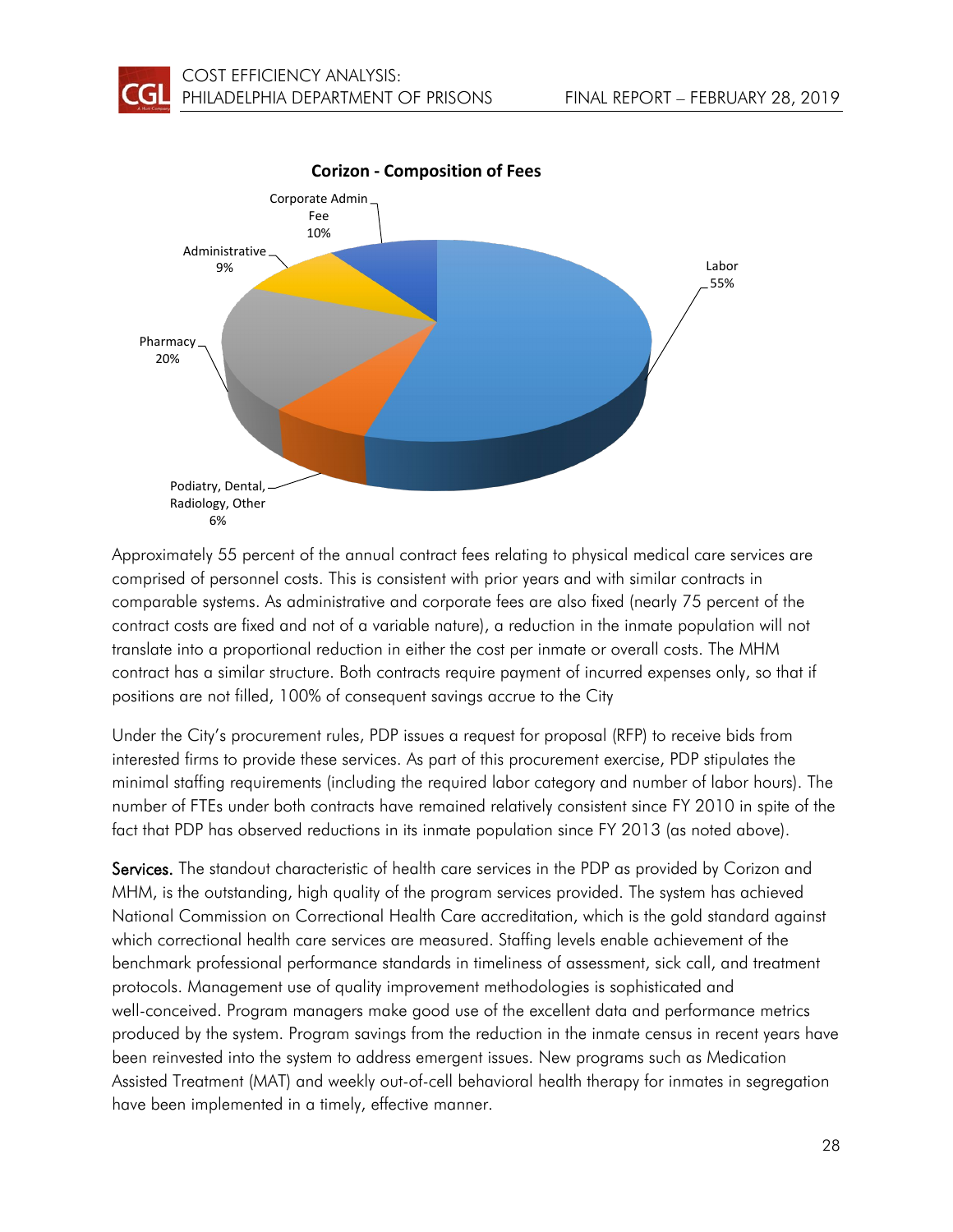**Corizon - Composition of Fees**

| Category | Percentage |
|---|---|
| Labor | 55% |
| Pharmacy | 20% |
| Corporate Admin Fee | 10% |
| Administrative | 9% |
| Podiatry, Dental, Radiology, Other | 6% |

Approximately 55 percent of the annual contract fees relating to physical medical care services are comprised of personnel costs. This is consistent with prior years and with similar contracts in comparable systems. As administrative and corporate fees are also fixed (nearly 75 percent of the contract costs are fixed and not of a variable nature), a reduction in the inmate population will not translate into a proportional reduction in either the cost per inmate or overall costs. The MHM contract has a similar structure. Both contracts require payment of incurred expenses only, so that if positions are not filled, 100% of consequent savings accrue to the City

Under the City's procurement rules, PDP issues a request for proposal (RFP) to receive bids from interested firms to provide these services. As part of this procurement exercise, PDP stipulates the minimal staffing requirements (including the required labor category and number of labor hours). The number of FTEs under both contracts have remained relatively consistent since FY 2010 in spite of the fact that PDP has observed reductions in its inmate population since FY 2013 (as noted above).

**Services.** The standout characteristic of health care services in the PDP as provided by Corizon and MHM, is the outstanding, high quality of the program services provided. The system has achieved National Commission on Correctional Health Care accreditation, which is the gold standard against which correctional health care services are measured. Staffing levels enable achievement of the benchmark professional performance standards in timeliness of assessment, sick call, and treatment protocols. Management use of quality improvement methodologies is sophisticated and well-conceived. Program managers make good use of the excellent data and performance metrics produced by the system. Program savings from the reduction in the inmate census in recent years have been reinvested into the system to address emergent issues. New programs such as Medication Assisted Treatment (MAT) and weekly out-of-cell behavioral health therapy for inmates in segregation have been implemented in a timely, effective manner.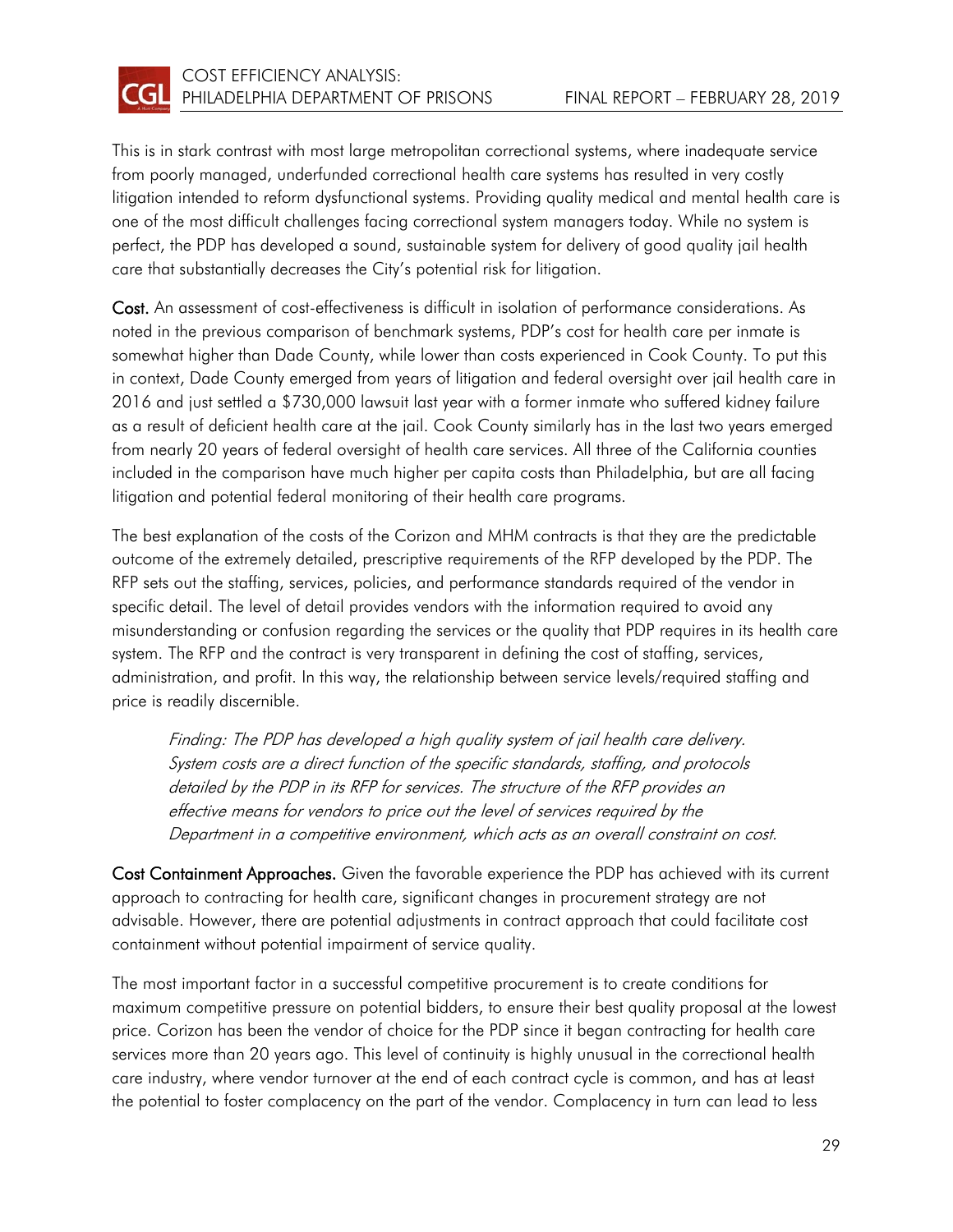This is in stark contrast with most large metropolitan correctional systems, where inadequate service from poorly managed, underfunded correctional health care systems has resulted in very costly litigation intended to reform dysfunctional systems. Providing quality medical and mental health care is one of the most difficult challenges facing correctional system managers today. While no system is perfect, the PDP has developed a sound, sustainable system for delivery of good quality jail health care that substantially decreases the City's potential risk for litigation.

**Cost.** An assessment of cost-effectiveness is difficult in isolation of performance considerations. As noted in the previous comparison of benchmark systems, PDP's cost for health care per inmate is somewhat higher than Dade County, while lower than costs experienced in Cook County. To put this in context, Dade County emerged from years of litigation and federal oversight over jail health care in 2016 and just settled a $730,000 lawsuit last year with a former inmate who suffered kidney failure as a result of deficient health care at the jail. Cook County similarly has in the last two years emerged from nearly 20 years of federal oversight of health care services. All three of the California counties included in the comparison have much higher per capita costs than Philadelphia, but are all facing litigation and potential federal monitoring of their health care programs.

The best explanation of the costs of the Corizon and MHM contracts is that they are the predictable outcome of the extremely detailed, prescriptive requirements of the RFP developed by the PDP. The RFP sets out the staffing, services, policies, and performance standards required of the vendor in specific detail. The level of detail provides vendors with the information required to avoid any misunderstanding or confusion regarding the services or the quality that PDP requires in its health care system. The RFP and the contract is very transparent in defining the cost of staffing, services, administration, and profit. In this way, the relationship between service levels/required staffing and price is readily discernible.

> *Finding: The PDP has developed a high quality system of jail health care delivery. System costs are a direct function of the specific standards, staffing, and protocols detailed by the PDP in its RFP for services. The structure of the RFP provides an effective means for vendors to price out the level of services required by the Department in a competitive environment, which acts as an overall constraint on cost.*

**Cost Containment Approaches.** Given the favorable experience the PDP has achieved with its current approach to contracting for health care, significant changes in procurement strategy are not advisable. However, there are potential adjustments in contract approach that could facilitate cost containment without potential impairment of service quality.

The most important factor in a successful competitive procurement is to create conditions for maximum competitive pressure on potential bidders, to ensure their best quality proposal at the lowest price. Corizon has been the vendor of choice for the PDP since it began contracting for health care services more than 20 years ago. This level of continuity is highly unusual in the correctional health care industry, where vendor turnover at the end of each contract cycle is common, and has at least the potential to foster complacency on the part of the vendor. Complacency in turn can lead to less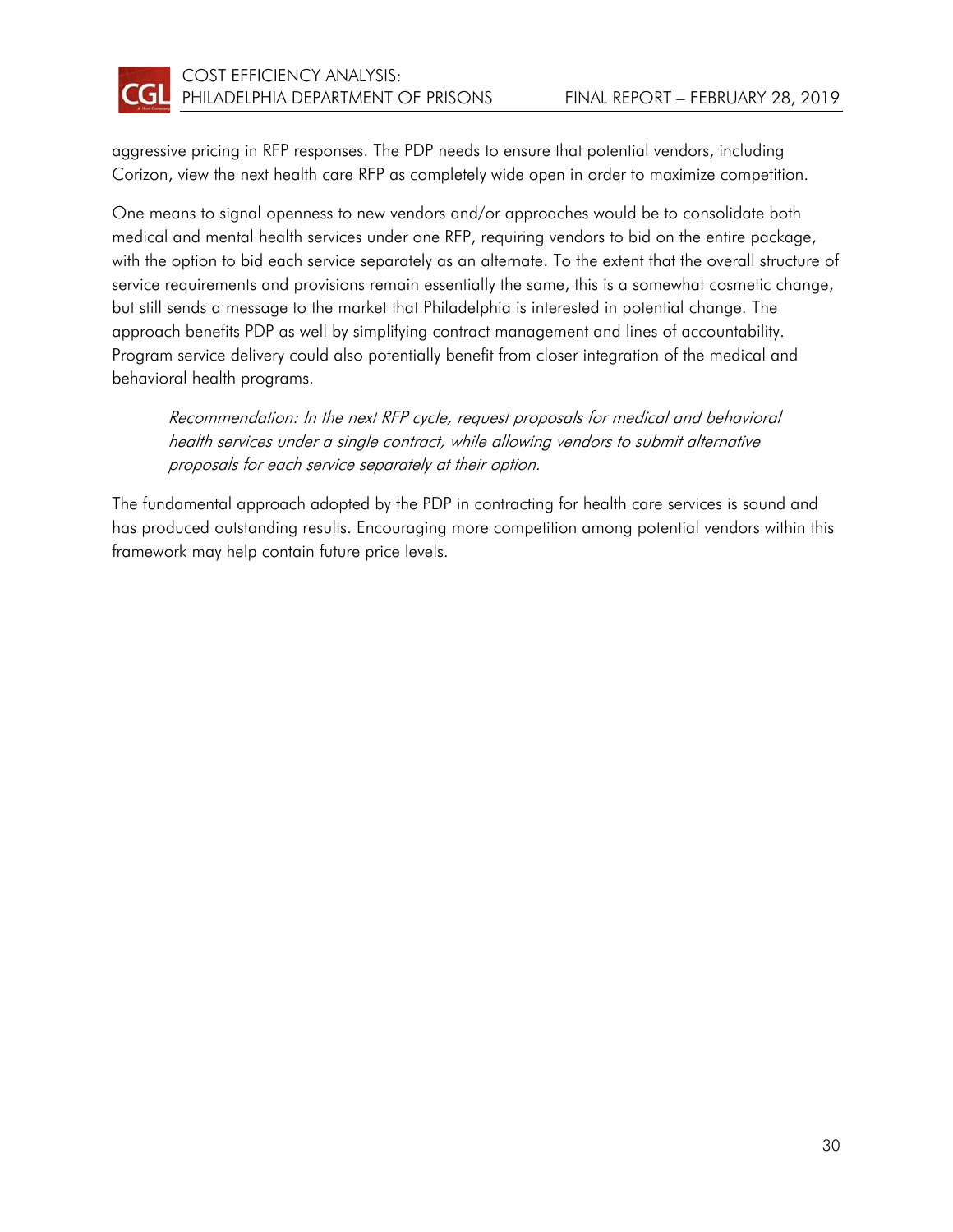aggressive pricing in RFP responses. The PDP needs to ensure that potential vendors, including Corizon, view the next health care RFP as completely wide open in order to maximize competition.

One means to signal openness to new vendors and/or approaches would be to consolidate both medical and mental health services under one RFP, requiring vendors to bid on the entire package, with the option to bid each service separately as an alternate. To the extent that the overall structure of service requirements and provisions remain essentially the same, this is a somewhat cosmetic change, but still sends a message to the market that Philadelphia is interested in potential change. The approach benefits PDP as well by simplifying contract management and lines of accountability. Program service delivery could also potentially benefit from closer integration of the medical and behavioral health programs.

> *Recommendation: In the next RFP cycle, request proposals for medical and behavioral health services under a single contract, while allowing vendors to submit alternative proposals for each service separately at their option.*

The fundamental approach adopted by the PDP in contracting for health care services is sound and has produced outstanding results. Encouraging more competition among potential vendors within this framework may help contain future price levels.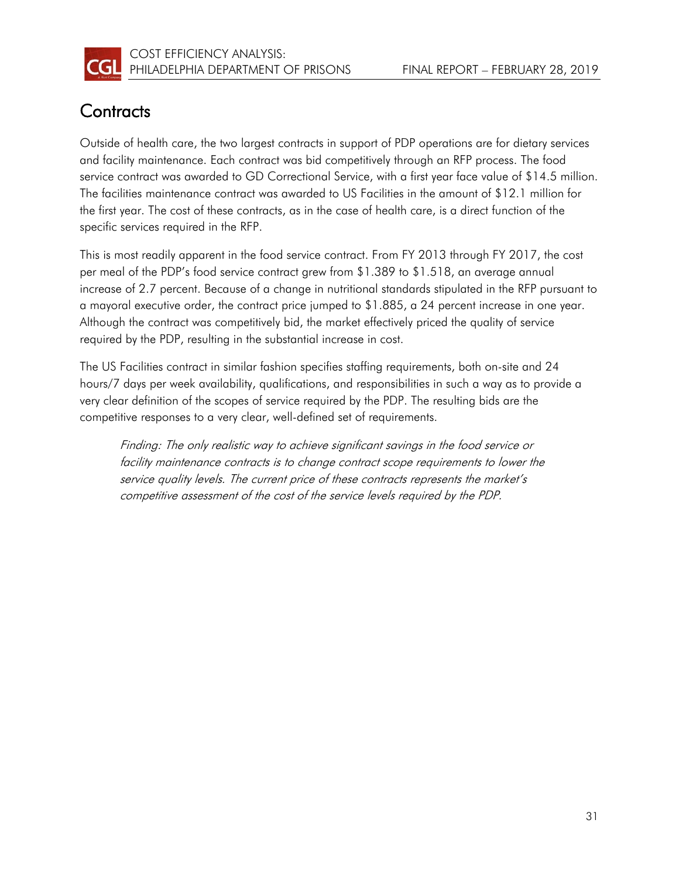## Contracts

Outside of health care, the two largest contracts in support of PDP operations are for dietary services and facility maintenance. Each contract was bid competitively through an RFP process. The food service contract was awarded to GD Correctional Service, with a first year face value of $14.5 million. The facilities maintenance contract was awarded to US Facilities in the amount of $12.1 million for the first year. The cost of these contracts, as in the case of health care, is a direct function of the specific services required in the RFP.

This is most readily apparent in the food service contract. From FY 2013 through FY 2017, the cost per meal of the PDP's food service contract grew from $1.389 to $1.518, an average annual increase of 2.7 percent. Because of a change in nutritional standards stipulated in the RFP pursuant to a mayoral executive order, the contract price jumped to $1.885, a 24 percent increase in one year. Although the contract was competitively bid, the market effectively priced the quality of service required by the PDP, resulting in the substantial increase in cost.

The US Facilities contract in similar fashion specifies staffing requirements, both on-site and 24 hours/7 days per week availability, qualifications, and responsibilities in such a way as to provide a very clear definition of the scopes of service required by the PDP. The resulting bids are the competitive responses to a very clear, well-defined set of requirements.

> *Finding: The only realistic way to achieve significant savings in the food service or facility maintenance contracts is to change contract scope requirements to lower the service quality levels. The current price of these contracts represents the market's competitive assessment of the cost of the service levels required by the PDP.*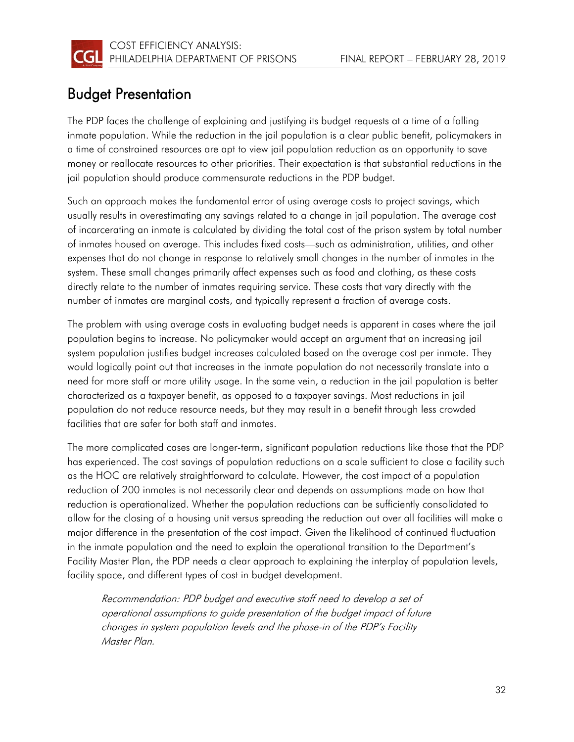## Budget Presentation

The PDP faces the challenge of explaining and justifying its budget requests at a time of a falling inmate population. While the reduction in the jail population is a clear public benefit, policymakers in a time of constrained resources are apt to view jail population reduction as an opportunity to save money or reallocate resources to other priorities. Their expectation is that substantial reductions in the jail population should produce commensurate reductions in the PDP budget.

Such an approach makes the fundamental error of using average costs to project savings, which usually results in overestimating any savings related to a change in jail population. The average cost of incarcerating an inmate is calculated by dividing the total cost of the prison system by total number of inmates housed on average. This includes fixed costs—such as administration, utilities, and other expenses that do not change in response to relatively small changes in the number of inmates in the system. These small changes primarily affect expenses such as food and clothing, as these costs directly relate to the number of inmates requiring service. These costs that vary directly with the number of inmates are marginal costs, and typically represent a fraction of average costs.

The problem with using average costs in evaluating budget needs is apparent in cases where the jail population begins to increase. No policymaker would accept an argument that an increasing jail system population justifies budget increases calculated based on the average cost per inmate. They would logically point out that increases in the inmate population do not necessarily translate into a need for more staff or more utility usage. In the same vein, a reduction in the jail population is better characterized as a taxpayer benefit, as opposed to a taxpayer savings. Most reductions in jail population do not reduce resource needs, but they may result in a benefit through less crowded facilities that are safer for both staff and inmates.

The more complicated cases are longer-term, significant population reductions like those that the PDP has experienced. The cost savings of population reductions on a scale sufficient to close a facility such as the HOC are relatively straightforward to calculate. However, the cost impact of a population reduction of 200 inmates is not necessarily clear and depends on assumptions made on how that reduction is operationalized. Whether the population reductions can be sufficiently consolidated to allow for the closing of a housing unit versus spreading the reduction out over all facilities will make a major difference in the presentation of the cost impact. Given the likelihood of continued fluctuation in the inmate population and the need to explain the operational transition to the Department's Facility Master Plan, the PDP needs a clear approach to explaining the interplay of population levels, facility space, and different types of cost in budget development.

> *Recommendation: PDP budget and executive staff need to develop a set of operational assumptions to guide presentation of the budget impact of future changes in system population levels and the phase-in of the PDP's Facility Master Plan.*